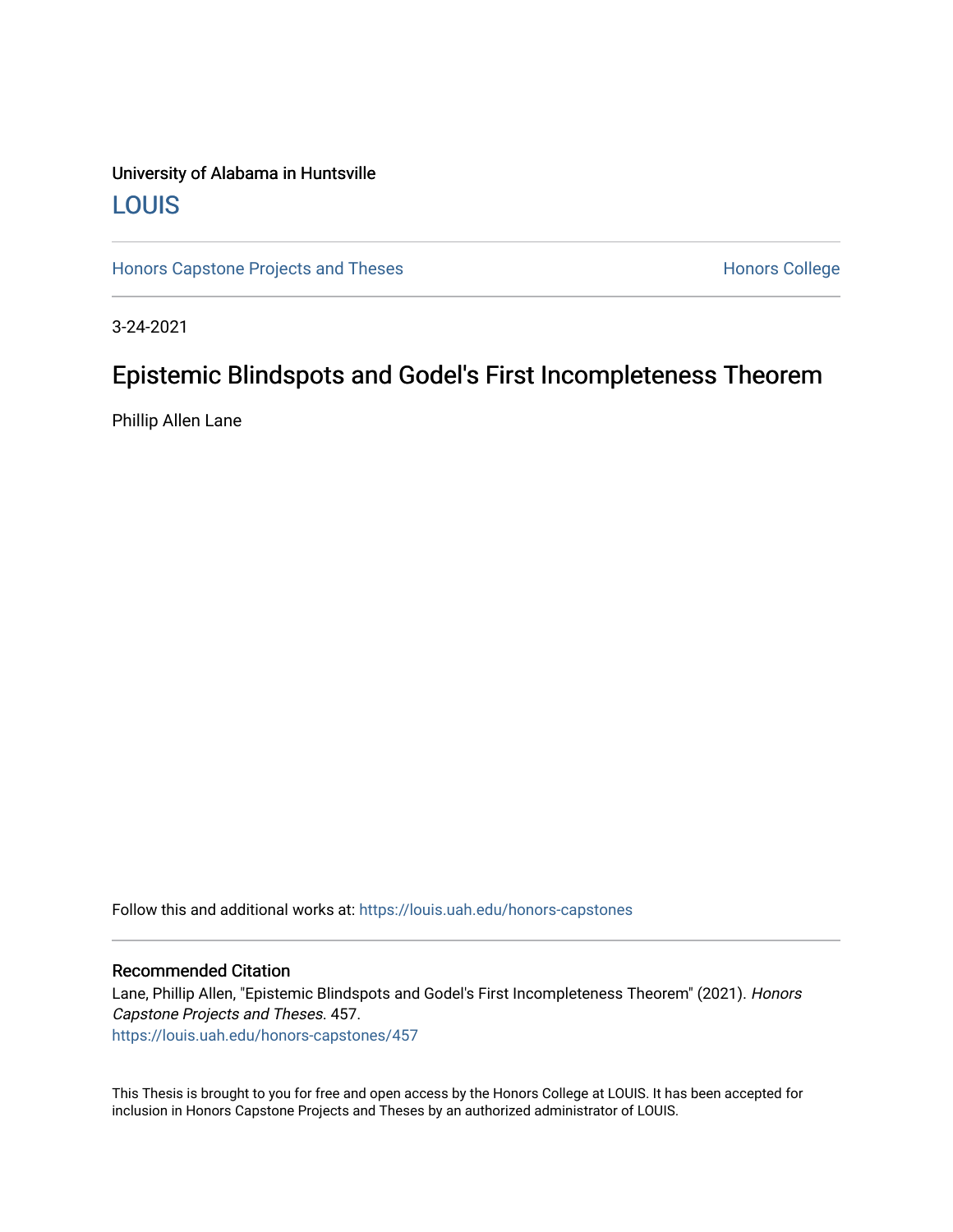University of Alabama in Huntsville

LOUIS

Honors Capstone Projects and Theses

Honors College

3-24-2021

# Epistemic Blindspots and Godel's First Incompleteness Theorem

Phillip Allen Lane

Follow this and additional works at: https://louis.uah.edu/honors-capstones

## Recommended Citation

Lane, Phillip Allen, "Epistemic Blindspots and Godel's First Incompleteness Theorem" (2021). *Honors Capstone Projects and Theses*. 457.
https://louis.uah.edu/honors-capstones/457

This Thesis is brought to you for free and open access by the Honors College at LOUIS. It has been accepted for inclusion in Honors Capstone Projects and Theses by an authorized administrator of LOUIS.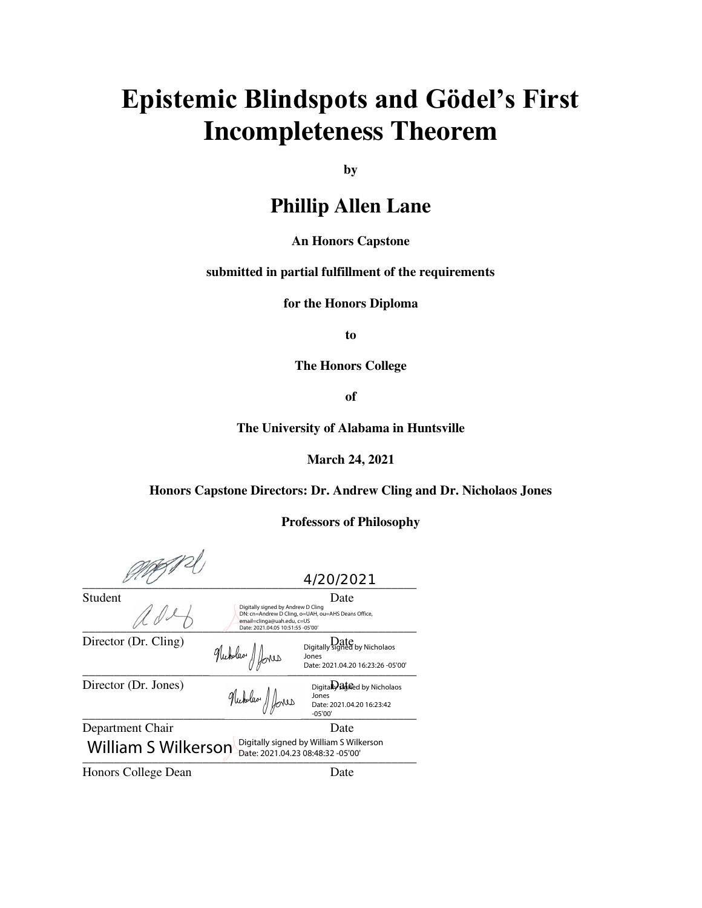# Epistemic Blindspots and Gödel's First Incompleteness Theorem

**by**

## Phillip Allen Lane

**An Honors Capstone**

**submitted in partial fulfillment of the requirements**

**for the Honors Diploma**

**to**

**The Honors College**

**of**

**The University of Alabama in Huntsville**

**March 24, 2021**

**Honors Capstone Directors: Dr. Andrew Cling and Dr. Nicholaos Jones**

**Professors of Philosophy**

_______________________________ 4/20/2021

Student Date

Digitally signed by Andrew D Cling
DN: cn=Andrew D Cling, o=UAH, ou=AHS Deans Office, email=clinga@uah.edu, c=US
Date: 2021.04.05 10:51:55 -05'00'

_______________________________

Director (Dr. Cling) Date

Digitally signed by Nicholaos Jones
Date: 2021.04.20 16:23:26 -05'00'

_______________________________

Director (Dr. Jones) Date

Digitally signed by Nicholaos Jones
Date: 2021.04.20 16:23:42 -05'00'

_______________________________

Department Chair Date

William S Wilkerson Digitally signed by William S Wilkerson
Date: 2021.04.23 08:48:32 -05'00'

_______________________________

Honors College Dean Date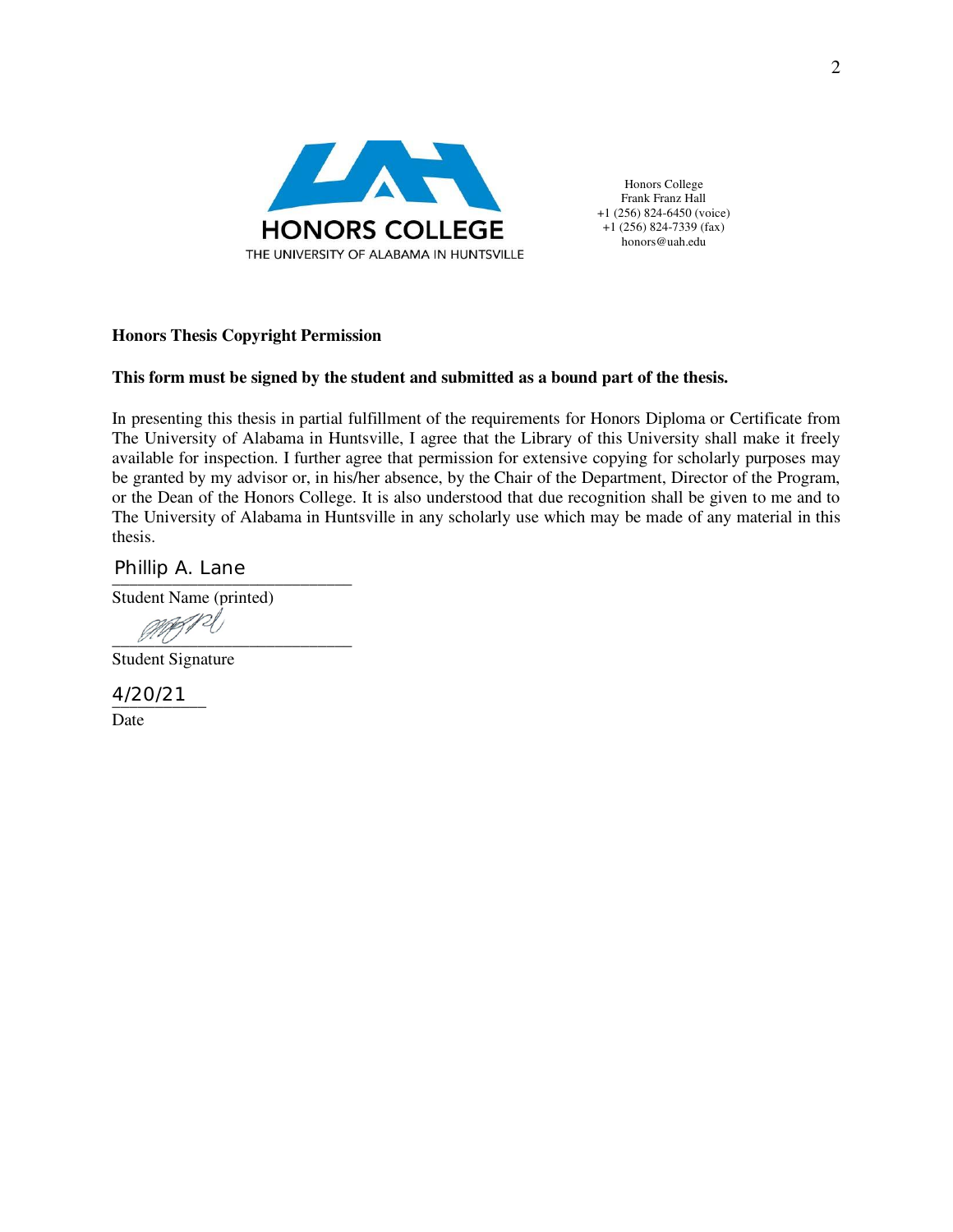HONORS COLLEGE
THE UNIVERSITY OF ALABAMA IN HUNTSVILLE

Honors College
Frank Franz Hall
+1 (256) 824-6450 (voice)
+1 (256) 824-7339 (fax)
honors@uah.edu

**Honors Thesis Copyright Permission**

**This form must be signed by the student and submitted as a bound part of the thesis.**

In presenting this thesis in partial fulfillment of the requirements for Honors Diploma or Certificate from The University of Alabama in Huntsville, I agree that the Library of this University shall make it freely available for inspection. I further agree that permission for extensive copying for scholarly purposes may be granted by my advisor or, in his/her absence, by the Chair of the Department, Director of the Program, or the Dean of the Honors College. It is also understood that due recognition shall be given to me and to The University of Alabama in Huntsville in any scholarly use which may be made of any material in this thesis.

Phillip A. Lane
\_\_\_\_\_\_\_\_\_\_\_\_\_\_\_\_\_\_\_\_\_\_\_\_\_\_
Student Name (printed)

\_\_\_\_\_\_\_\_\_\_\_\_\_\_\_\_\_\_\_\_\_\_\_\_\_\_
Student Signature

4/20/21
\_\_\_\_\_\_\_\_\_\_
Date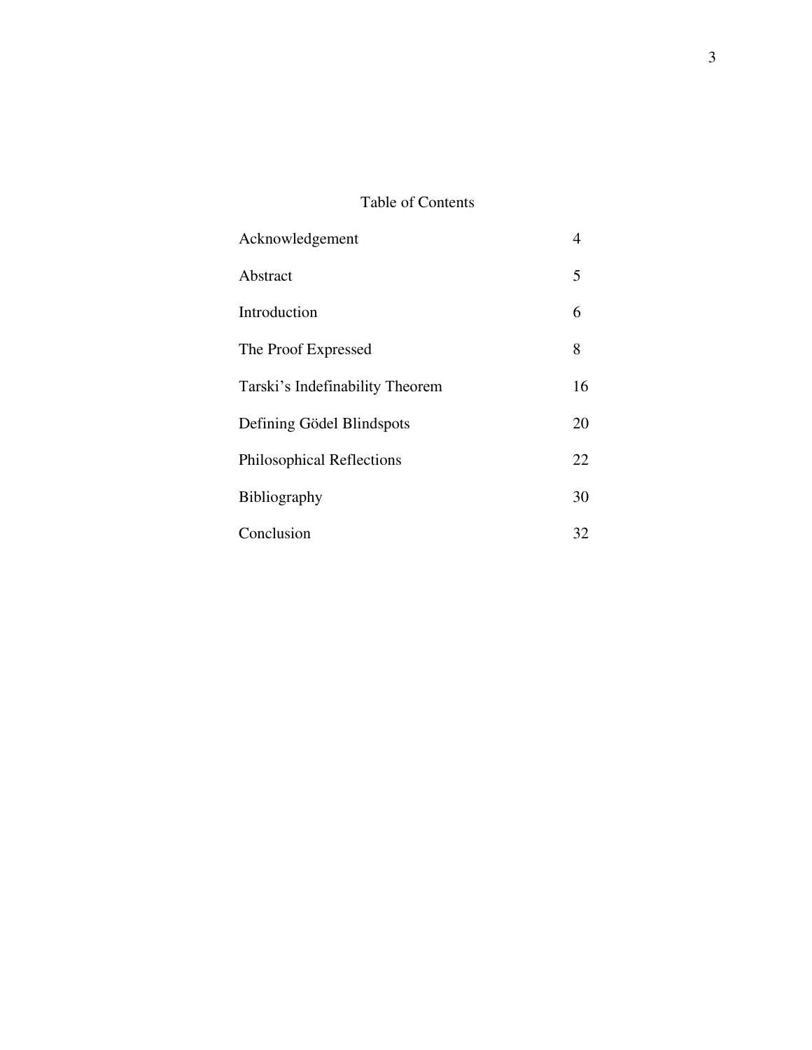# Table of Contents

| | |
|---|---|
| Acknowledgement | 4 |
| Abstract | 5 |
| Introduction | 6 |
| The Proof Expressed | 8 |
| Tarski's Indefinability Theorem | 16 |
| Defining Gödel Blindspots | 20 |
| Philosophical Reflections | 22 |
| Bibliography | 30 |
| Conclusion | 32 |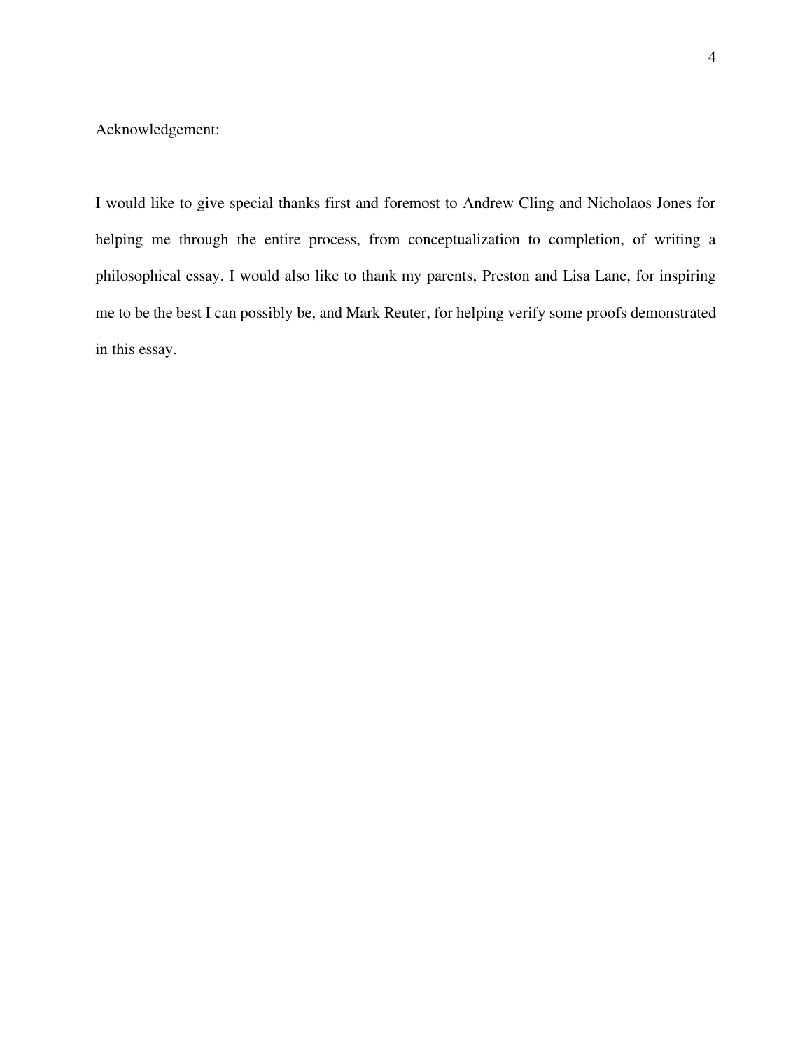Acknowledgement:

I would like to give special thanks first and foremost to Andrew Cling and Nicholaos Jones for helping me through the entire process, from conceptualization to completion, of writing a philosophical essay. I would also like to thank my parents, Preston and Lisa Lane, for inspiring me to be the best I can possibly be, and Mark Reuter, for helping verify some proofs demonstrated in this essay.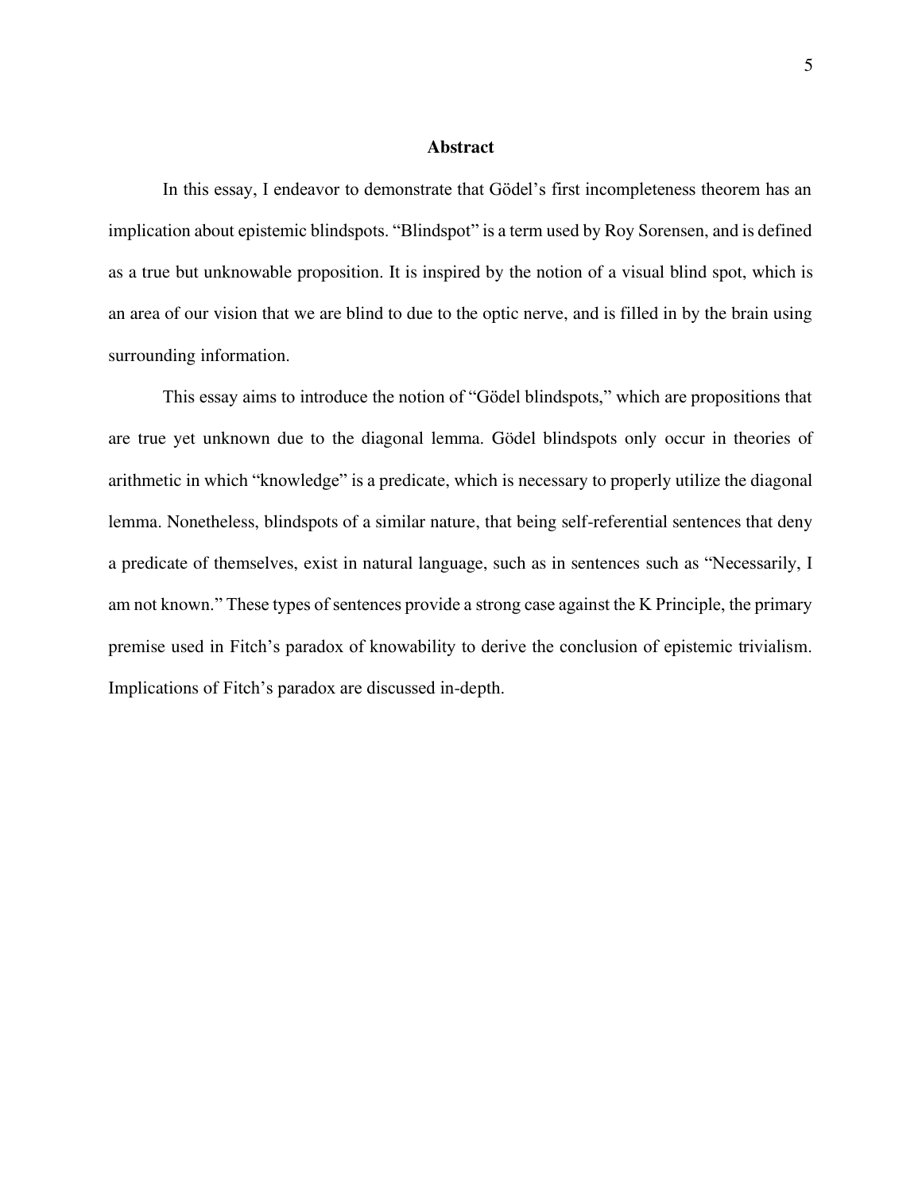## Abstract

In this essay, I endeavor to demonstrate that Gödel's first incompleteness theorem has an implication about epistemic blindspots. "Blindspot" is a term used by Roy Sorensen, and is defined as a true but unknowable proposition. It is inspired by the notion of a visual blind spot, which is an area of our vision that we are blind to due to the optic nerve, and is filled in by the brain using surrounding information.

This essay aims to introduce the notion of "Gödel blindspots," which are propositions that are true yet unknown due to the diagonal lemma. Gödel blindspots only occur in theories of arithmetic in which "knowledge" is a predicate, which is necessary to properly utilize the diagonal lemma. Nonetheless, blindspots of a similar nature, that being self-referential sentences that deny a predicate of themselves, exist in natural language, such as in sentences such as "Necessarily, I am not known." These types of sentences provide a strong case against the K Principle, the primary premise used in Fitch's paradox of knowability to derive the conclusion of epistemic trivialism. Implications of Fitch's paradox are discussed in-depth.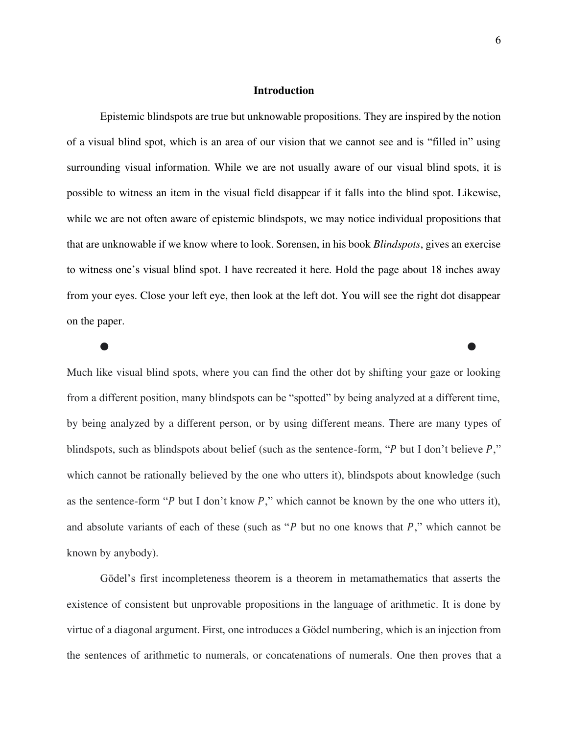## Introduction

Epistemic blindspots are true but unknowable propositions. They are inspired by the notion of a visual blind spot, which is an area of our vision that we cannot see and is "filled in" using surrounding visual information. While we are not usually aware of our visual blind spots, it is possible to witness an item in the visual field disappear if it falls into the blind spot. Likewise, while we are not often aware of epistemic blindspots, we may notice individual propositions that that are unknowable if we know where to look. Sorensen, in his book *Blindspots*, gives an exercise to witness one's visual blind spot. I have recreated it here. Hold the page about 18 inches away from your eyes. Close your left eye, then look at the left dot. You will see the right dot disappear on the paper.

●                                                                                                    ●

Much like visual blind spots, where you can find the other dot by shifting your gaze or looking from a different position, many blindspots can be "spotted" by being analyzed at a different time, by being analyzed by a different person, or by using different means. There are many types of blindspots, such as blindspots about belief (such as the sentence-form, "$P$ but I don't believe $P$," which cannot be rationally believed by the one who utters it), blindspots about knowledge (such as the sentence-form "$P$ but I don't know $P$," which cannot be known by the one who utters it), and absolute variants of each of these (such as "$P$ but no one knows that $P$," which cannot be known by anybody).

Gödel's first incompleteness theorem is a theorem in metamathematics that asserts the existence of consistent but unprovable propositions in the language of arithmetic. It is done by virtue of a diagonal argument. First, one introduces a Gödel numbering, which is an injection from the sentences of arithmetic to numerals, or concatenations of numerals. One then proves that a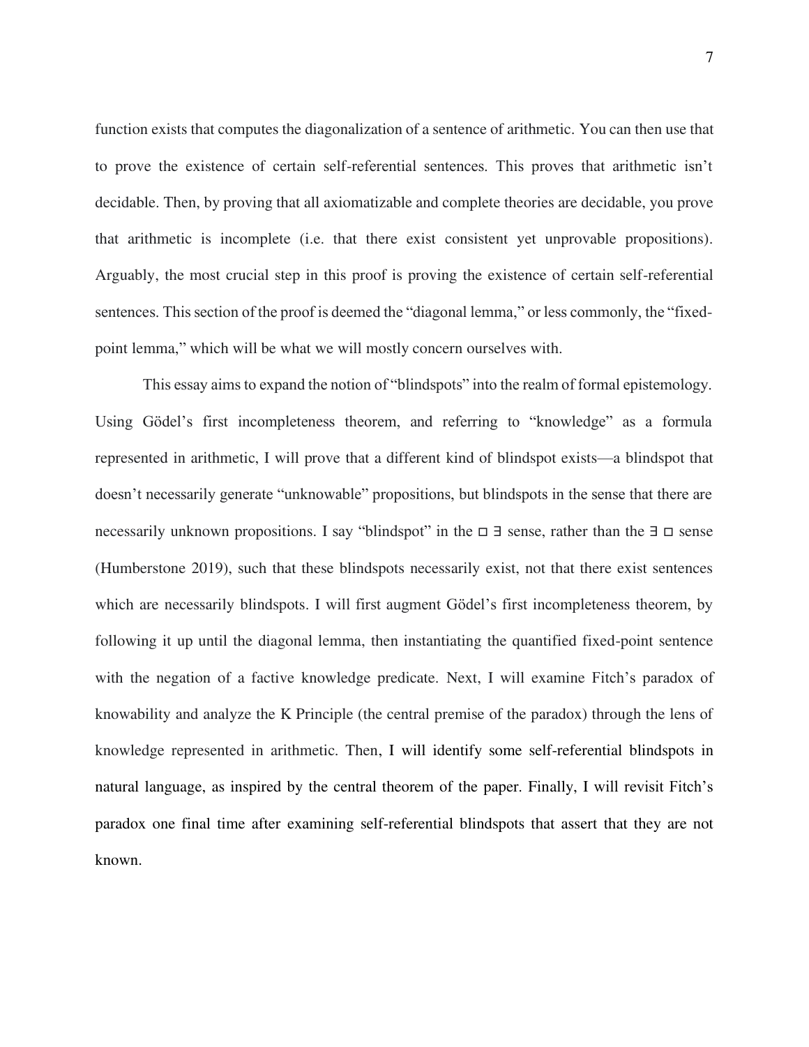function exists that computes the diagonalization of a sentence of arithmetic. You can then use that to prove the existence of certain self-referential sentences. This proves that arithmetic isn't decidable. Then, by proving that all axiomatizable and complete theories are decidable, you prove that arithmetic is incomplete (i.e. that there exist consistent yet unprovable propositions). Arguably, the most crucial step in this proof is proving the existence of certain self-referential sentences. This section of the proof is deemed the "diagonal lemma," or less commonly, the "fixed-point lemma," which will be what we will mostly concern ourselves with.

This essay aims to expand the notion of "blindspots" into the realm of formal epistemology. Using Gödel's first incompleteness theorem, and referring to "knowledge" as a formula represented in arithmetic, I will prove that a different kind of blindspot exists—a blindspot that doesn't necessarily generate "unknowable" propositions, but blindspots in the sense that there are necessarily unknown propositions. I say "blindspot" in the $\Box \, \exists$ sense, rather than the $\exists \, \Box$ sense (Humberstone 2019), such that these blindspots necessarily exist, not that there exist sentences which are necessarily blindspots. I will first augment Gödel's first incompleteness theorem, by following it up until the diagonal lemma, then instantiating the quantified fixed-point sentence with the negation of a factive knowledge predicate. Next, I will examine Fitch's paradox of knowability and analyze the K Principle (the central premise of the paradox) through the lens of knowledge represented in arithmetic. Then, I will identify some self-referential blindspots in natural language, as inspired by the central theorem of the paper. Finally, I will revisit Fitch's paradox one final time after examining self-referential blindspots that assert that they are not known.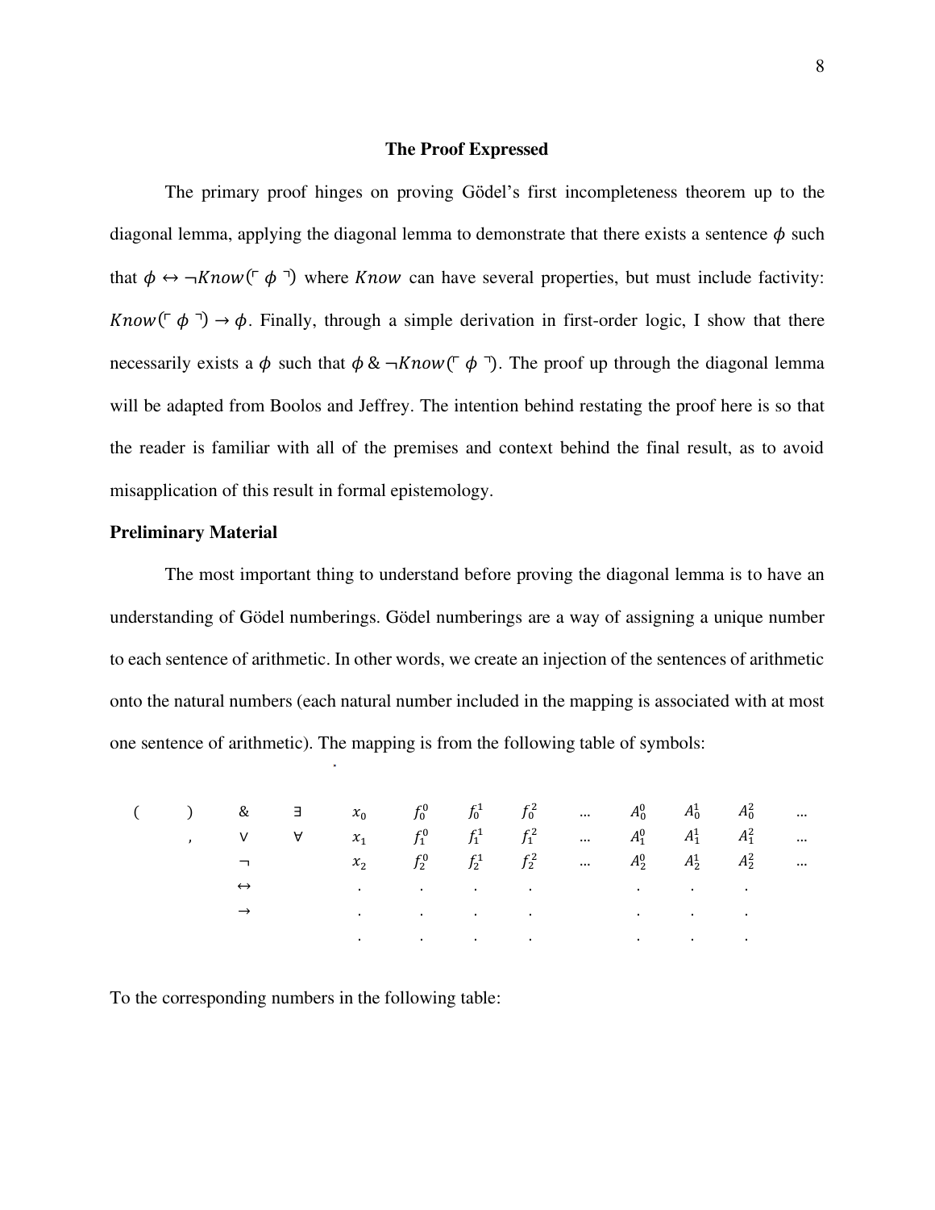### The Proof Expressed

The primary proof hinges on proving Gödel's first incompleteness theorem up to the diagonal lemma, applying the diagonal lemma to demonstrate that there exists a sentence $\phi$ such that $\phi \leftrightarrow \neg Know(\ulcorner \phi \urcorner)$ where $Know$ can have several properties, but must include factivity: $Know(\ulcorner \phi \urcorner) \rightarrow \phi$. Finally, through a simple derivation in first-order logic, I show that there necessarily exists a $\phi$ such that $\phi \,\&\, \neg Know(\ulcorner \phi \urcorner)$. The proof up through the diagonal lemma will be adapted from Boolos and Jeffrey. The intention behind restating the proof here is so that the reader is familiar with all of the premises and context behind the final result, as to avoid misapplication of this result in formal epistemology.

**Preliminary Material**

The most important thing to understand before proving the diagonal lemma is to have an understanding of Gödel numberings. Gödel numberings are a way of assigning a unique number to each sentence of arithmetic. In other words, we create an injection of the sentences of arithmetic onto the natural numbers (each natural number included in the mapping is associated with at most one sentence of arithmetic). The mapping is from the following table of symbols:

| | | | | | | | | | | | | |
|---|---|---|---|---|---|---|---|---|---|---|---|---|
| ( | ) | & | $\exists$ | $x_0$ | $f_0^0$ | $f_0^1$ | $f_0^2$ | ... | $A_0^0$ | $A_0^1$ | $A_0^2$ | ... |
| | , | $\vee$ | $\forall$ | $x_1$ | $f_1^0$ | $f_1^1$ | $f_1^2$ | ... | $A_1^0$ | $A_1^1$ | $A_1^2$ | ... |
| | | $\neg$ | | $x_2$ | $f_2^0$ | $f_2^1$ | $f_2^2$ | ... | $A_2^0$ | $A_2^1$ | $A_2^2$ | ... |
| | | $\leftrightarrow$ | | . | . | . | . | | . | . | . | |
| | | $\rightarrow$ | | . | . | . | . | | . | . | . | |
| | | | | . | . | . | . | | . | . | . | |

To the corresponding numbers in the following table: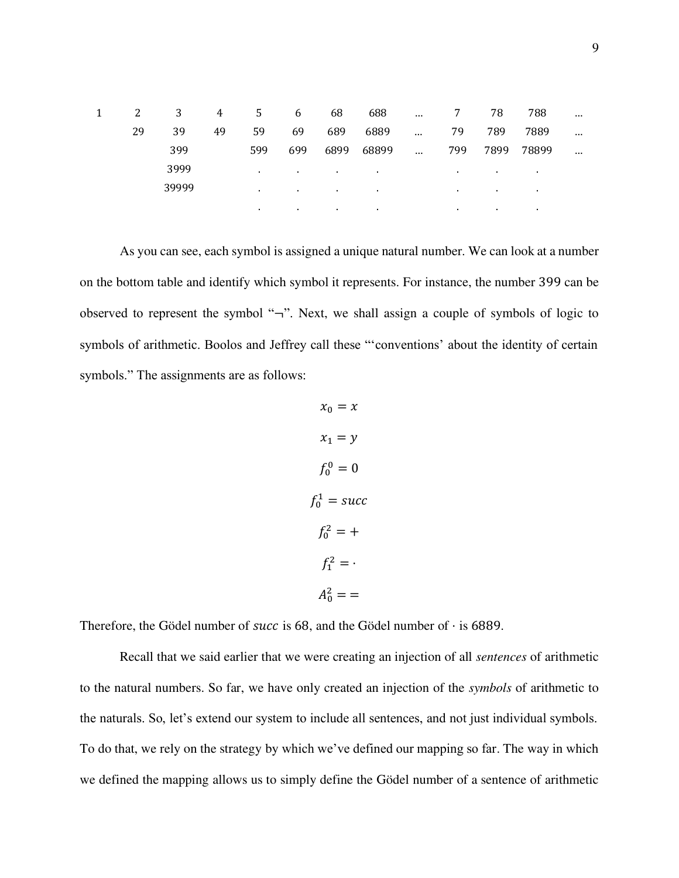| 1 | 2 | 3 | 4 | 5 | 6 | 68 | 688 | … | 7 | 78 | 788 | … |
|---|---|---|---|---|---|---|---|---|---|---|---|---|
| | 29 | 39 | 49 | 59 | 69 | 689 | 6889 | … | 79 | 789 | 7889 | … |
| | | 399 | | 599 | 699 | 6899 | 68899 | … | 799 | 7899 | 78899 | … |
| | | 3999 | | . | . | . | . | | . | . | . | |
| | | 39999 | | . | . | . | . | | . | . | . | |
| | | | | . | . | . | . | | . | . | . | |

As you can see, each symbol is assigned a unique natural number. We can look at a number on the bottom table and identify which symbol it represents. For instance, the number $399$ can be observed to represent the symbol "¬". Next, we shall assign a couple of symbols of logic to symbols of arithmetic. Boolos and Jeffrey call these "'conventions' about the identity of certain symbols." The assignments are as follows:

$$x_0 = x$$

$$x_1 = y$$

$$f_0^0 = 0$$

$$f_0^1 = succ$$

$$f_0^2 = +$$

$$f_1^2 = \cdot$$

$$A_0^2 = =$$

Therefore, the Gödel number of $succ$ is $68$, and the Gödel number of $\cdot$ is $6889$.

Recall that we said earlier that we were creating an injection of all *sentences* of arithmetic to the natural numbers. So far, we have only created an injection of the *symbols* of arithmetic to the naturals. So, let's extend our system to include all sentences, and not just individual symbols. To do that, we rely on the strategy by which we've defined our mapping so far. The way in which we defined the mapping allows us to simply define the Gödel number of a sentence of arithmetic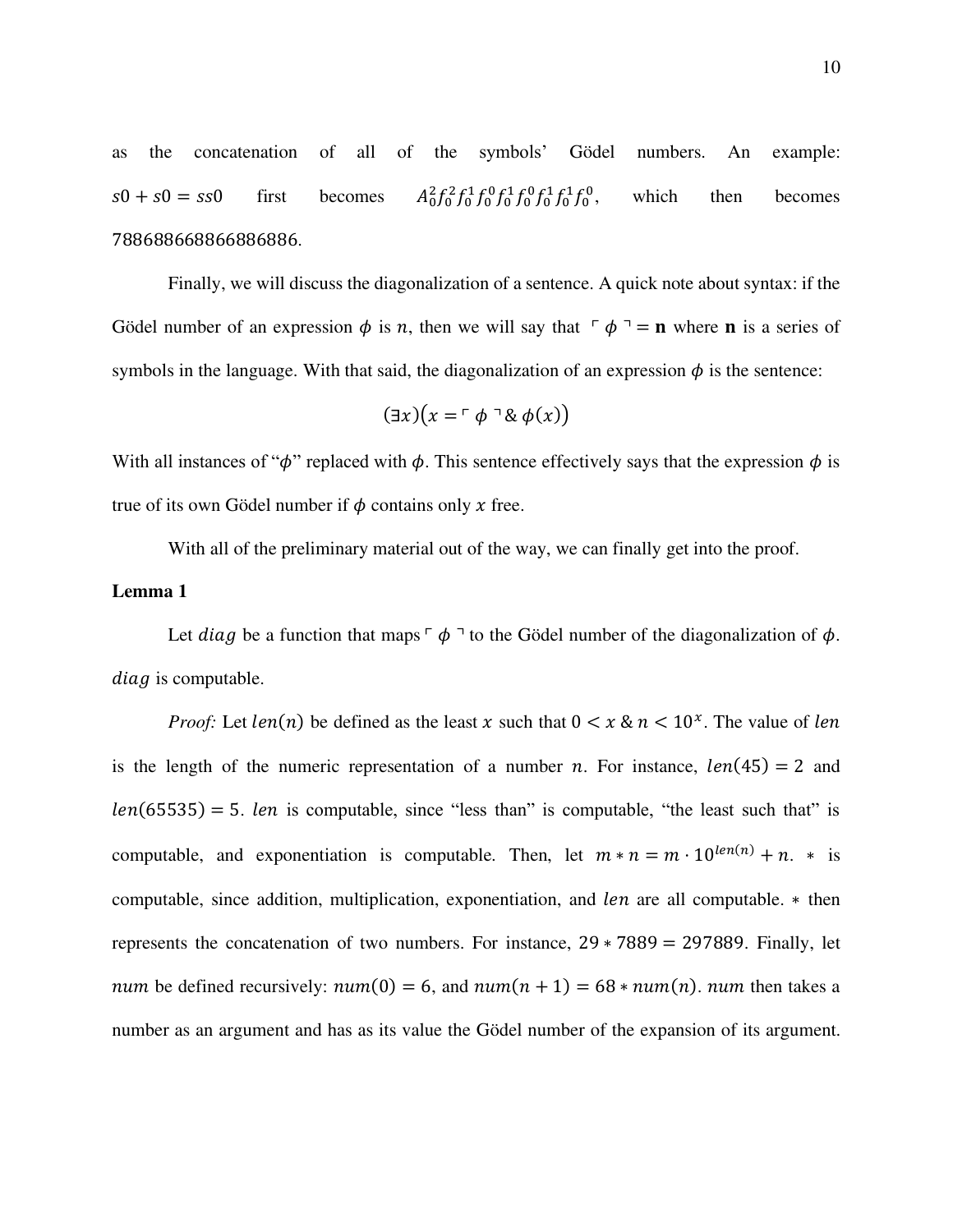as the concatenation of all of the symbols' Gödel numbers. An example: $s0 + s0 = ss0$ first becomes $A_0^2 f_0^2 f_0^1 f_0^0 f_0^1 f_0^0 f_0^1 f_0^1 f_0^0$, which then becomes 788688668866886886.

Finally, we will discuss the diagonalization of a sentence. A quick note about syntax: if the Gödel number of an expression $\phi$ is $n$, then we will say that $\ulcorner \phi \urcorner = \mathbf{n}$ where $\mathbf{n}$ is a series of symbols in the language. With that said, the diagonalization of an expression $\phi$ is the sentence:

$$(\exists x)\big(x = \ulcorner \phi \urcorner \,\&\, \phi(x)\big)$$

With all instances of "$\phi$" replaced with $\phi$. This sentence effectively says that the expression $\phi$ is true of its own Gödel number if $\phi$ contains only $x$ free.

With all of the preliminary material out of the way, we can finally get into the proof.

**Lemma 1**

Let $diag$ be a function that maps $\ulcorner \phi \urcorner$ to the Gödel number of the diagonalization of $\phi$. $diag$ is computable.

*Proof:* Let $len(n)$ be defined as the least $x$ such that $0 < x \,\&\, n < 10^x$. The value of $len$ is the length of the numeric representation of a number $n$. For instance, $len(45) = 2$ and $len(65535) = 5$. $len$ is computable, since "less than" is computable, "the least such that" is computable, and exponentiation is computable. Then, let $m * n = m \cdot 10^{len(n)} + n$. $*$ is computable, since addition, multiplication, exponentiation, and $len$ are all computable. $*$ then represents the concatenation of two numbers. For instance, $29 * 7889 = 297889$. Finally, let $num$ be defined recursively: $num(0) = 6$, and $num(n+1) = 68 * num(n)$. $num$ then takes a number as an argument and has as its value the Gödel number of the expansion of its argument.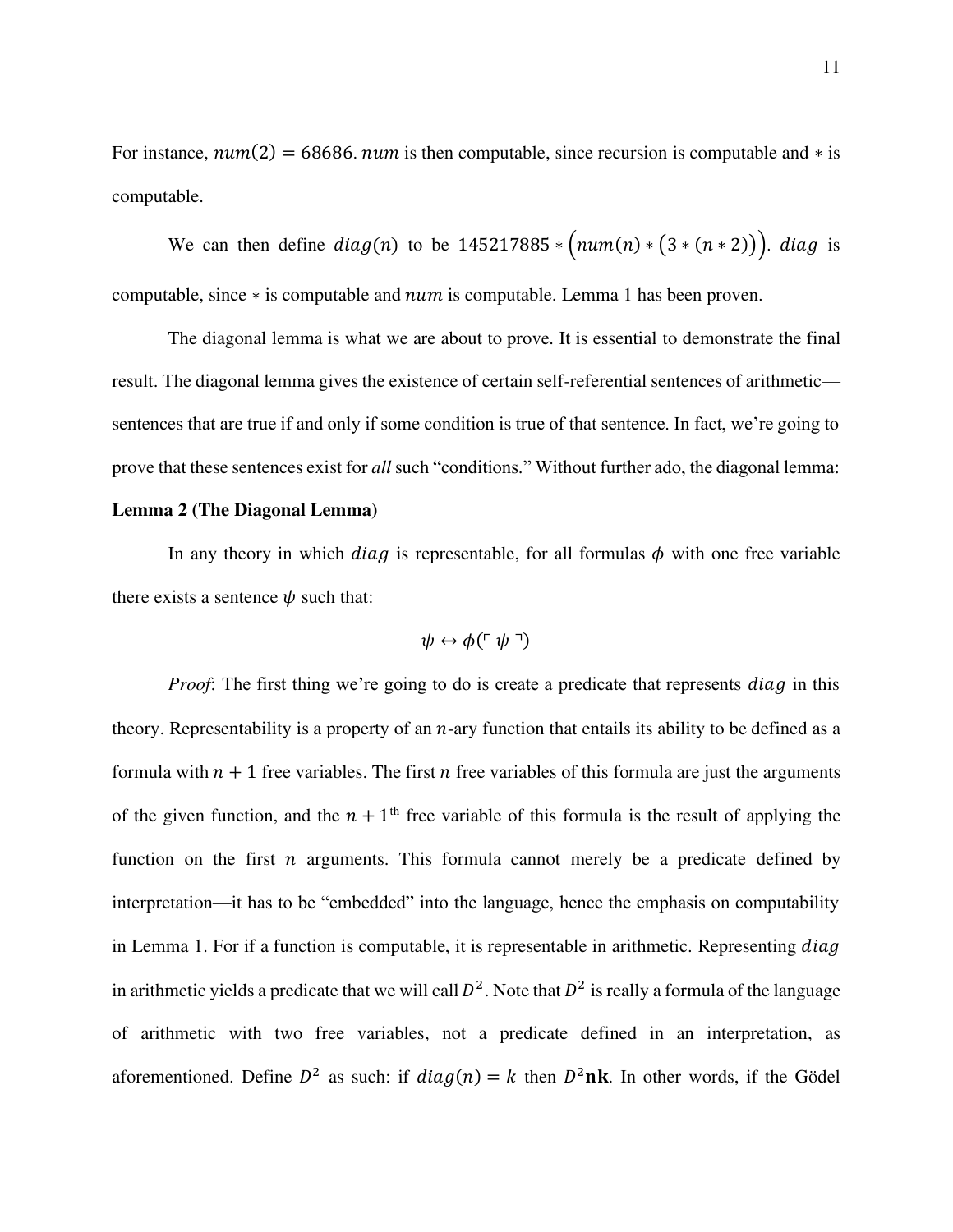For instance, $num(2) = 68686$. $num$ is then computable, since recursion is computable and $*$ is computable.

We can then define $diag(n)$ to be $145217885 * \left(num(n) * \left(3 * (n * 2)\right)\right)$. $diag$ is computable, since $*$ is computable and $num$ is computable. Lemma 1 has been proven.

The diagonal lemma is what we are about to prove. It is essential to demonstrate the final result. The diagonal lemma gives the existence of certain self-referential sentences of arithmetic—sentences that are true if and only if some condition is true of that sentence. In fact, we're going to prove that these sentences exist for *all* such "conditions." Without further ado, the diagonal lemma:

**Lemma 2 (The Diagonal Lemma)**

In any theory in which $diag$ is representable, for all formulas $\phi$ with one free variable there exists a sentence $\psi$ such that:

$$\psi \leftrightarrow \phi(\ulcorner \psi \urcorner)$$

*Proof*: The first thing we're going to do is create a predicate that represents $diag$ in this theory. Representability is a property of an $n$-ary function that entails its ability to be defined as a formula with $n + 1$ free variables. The first $n$ free variables of this formula are just the arguments of the given function, and the $n + 1^{\text{th}}$ free variable of this formula is the result of applying the function on the first $n$ arguments. This formula cannot merely be a predicate defined by interpretation—it has to be "embedded" into the language, hence the emphasis on computability in Lemma 1. For if a function is computable, it is representable in arithmetic. Representing $diag$ in arithmetic yields a predicate that we will call $D^2$. Note that $D^2$ is really a formula of the language of arithmetic with two free variables, not a predicate defined in an interpretation, as aforementioned. Define $D^2$ as such: if $diag(n) = k$ then $D^2\mathbf{nk}$. In other words, if the Gödel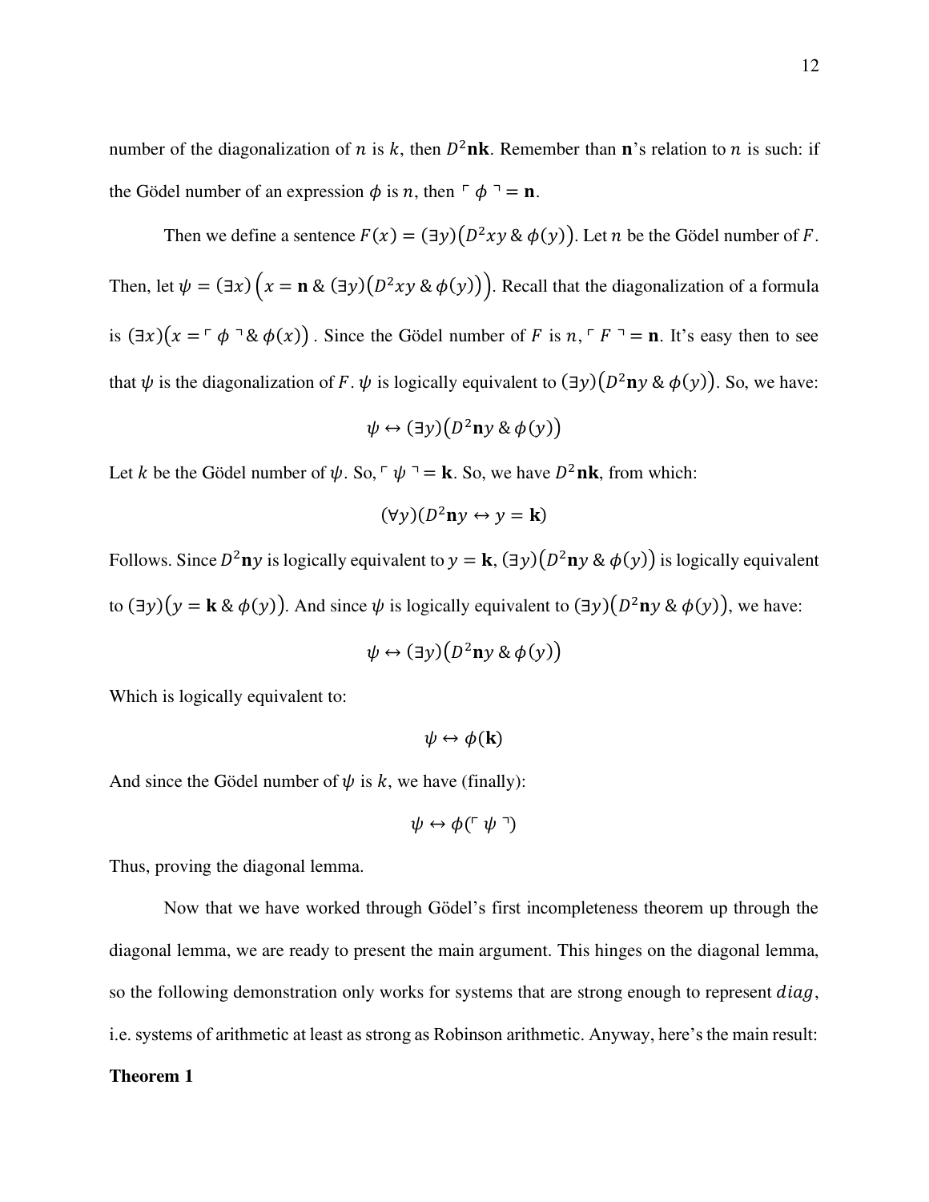number of the diagonalization of $n$ is $k$, then $D^2\mathbf{nk}$. Remember than $\mathbf{n}$'s relation to $n$ is such: if the Gödel number of an expression $\phi$ is $n$, then $\ulcorner \phi \urcorner = \mathbf{n}$.

Then we define a sentence $F(x) = (\exists y)\big(D^2xy \,\&\, \phi(y)\big)$. Let $n$ be the Gödel number of $F$. Then, let $\psi = (\exists x)\Big(x = \mathbf{n} \,\&\, (\exists y)\big(D^2xy \,\&\, \phi(y)\big)\Big)$. Recall that the diagonalization of a formula is $(\exists x)\big(x = \ulcorner \phi \urcorner \,\&\, \phi(x)\big)$. Since the Gödel number of $F$ is $n$, $\ulcorner F \urcorner = \mathbf{n}$. It's easy then to see that $\psi$ is the diagonalization of $F$. $\psi$ is logically equivalent to $(\exists y)\big(D^2\mathbf{n}y \,\&\, \phi(y)\big)$. So, we have:

$$\psi \leftrightarrow (\exists y)\big(D^2\mathbf{n}y \,\&\, \phi(y)\big)$$

Let $k$ be the Gödel number of $\psi$. So, $\ulcorner \psi \urcorner = \mathbf{k}$. So, we have $D^2\mathbf{nk}$, from which:

$$(\forall y)(D^2\mathbf{n}y \leftrightarrow y = \mathbf{k})$$

Follows. Since $D^2\mathbf{n}y$ is logically equivalent to $y = \mathbf{k}$, $(\exists y)\big(D^2\mathbf{n}y \,\&\, \phi(y)\big)$ is logically equivalent to $(\exists y)\big(y = \mathbf{k} \,\&\, \phi(y)\big)$. And since $\psi$ is logically equivalent to $(\exists y)\big(D^2\mathbf{n}y \,\&\, \phi(y)\big)$, we have:

$$\psi \leftrightarrow (\exists y)\big(D^2\mathbf{n}y \,\&\, \phi(y)\big)$$

Which is logically equivalent to:

$$\psi \leftrightarrow \phi(\mathbf{k})$$

And since the Gödel number of $\psi$ is $k$, we have (finally):

$$\psi \leftrightarrow \phi(\ulcorner \psi \urcorner)$$

Thus, proving the diagonal lemma.

Now that we have worked through Gödel's first incompleteness theorem up through the diagonal lemma, we are ready to present the main argument. This hinges on the diagonal lemma, so the following demonstration only works for systems that are strong enough to represent $diag$, i.e. systems of arithmetic at least as strong as Robinson arithmetic. Anyway, here's the main result:

**Theorem 1**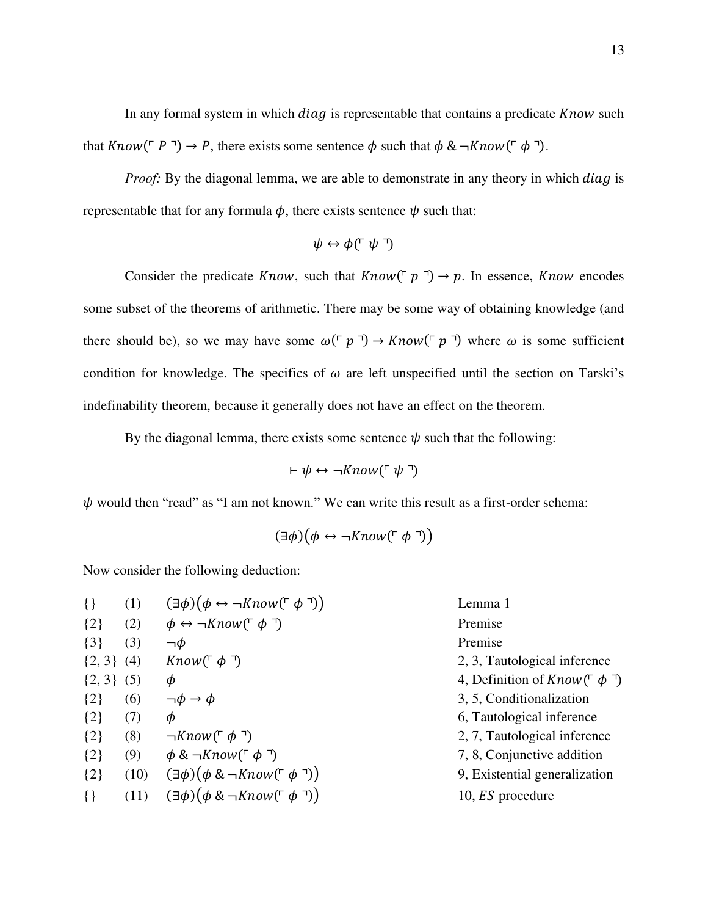In any formal system in which $diag$ is representable that contains a predicate $Know$ such that $Know(\ulcorner P \urcorner) \rightarrow P$, there exists some sentence $\phi$ such that $\phi \,\&\, \neg Know(\ulcorner \phi \urcorner)$.

*Proof:* By the diagonal lemma, we are able to demonstrate in any theory in which $diag$ is representable that for any formula $\phi$, there exists sentence $\psi$ such that:

$$\psi \leftrightarrow \phi(\ulcorner \psi \urcorner)$$

Consider the predicate $Know$, such that $Know(\ulcorner p \urcorner) \rightarrow p$. In essence, $Know$ encodes some subset of the theorems of arithmetic. There may be some way of obtaining knowledge (and there should be), so we may have some $\omega(\ulcorner p \urcorner) \rightarrow Know(\ulcorner p \urcorner)$ where $\omega$ is some sufficient condition for knowledge. The specifics of $\omega$ are left unspecified until the section on Tarski's indefinability theorem, because it generally does not have an effect on the theorem.

By the diagonal lemma, there exists some sentence $\psi$ such that the following:

$$\vdash \psi \leftrightarrow \neg Know(\ulcorner \psi \urcorner)$$

$\psi$ would then "read" as "I am not known." We can write this result as a first-order schema:

$$(\exists \phi)\big(\phi \leftrightarrow \neg Know(\ulcorner \phi \urcorner)\big)$$

Now consider the following deduction:

| | | | |
|---|---|---|---|
| {} | (1) | $(\exists \phi)\big(\phi \leftrightarrow \neg Know(\ulcorner \phi \urcorner)\big)$ | Lemma 1 |
| {2} | (2) | $\phi \leftrightarrow \neg Know(\ulcorner \phi \urcorner)$ | Premise |
| {3} | (3) | $\neg \phi$ | Premise |
| {2, 3} | (4) | $Know(\ulcorner \phi \urcorner)$ | 2, 3, Tautological inference |
| {2, 3} | (5) | $\phi$ | 4, Definition of $Know(\ulcorner \phi \urcorner)$ |
| {2} | (6) | $\neg \phi \rightarrow \phi$ | 3, 5, Conditionalization |
| {2} | (7) | $\phi$ | 6, Tautological inference |
| {2} | (8) | $\neg Know(\ulcorner \phi \urcorner)$ | 2, 7, Tautological inference |
| {2} | (9) | $\phi \,\&\, \neg Know(\ulcorner \phi \urcorner)$ | 7, 8, Conjunctive addition |
| {2} | (10) | $(\exists \phi)\big(\phi \,\&\, \neg Know(\ulcorner \phi \urcorner)\big)$ | 9, Existential generalization |
| {} | (11) | $(\exists \phi)\big(\phi \,\&\, \neg Know(\ulcorner \phi \urcorner)\big)$ | 10, $ES$ procedure |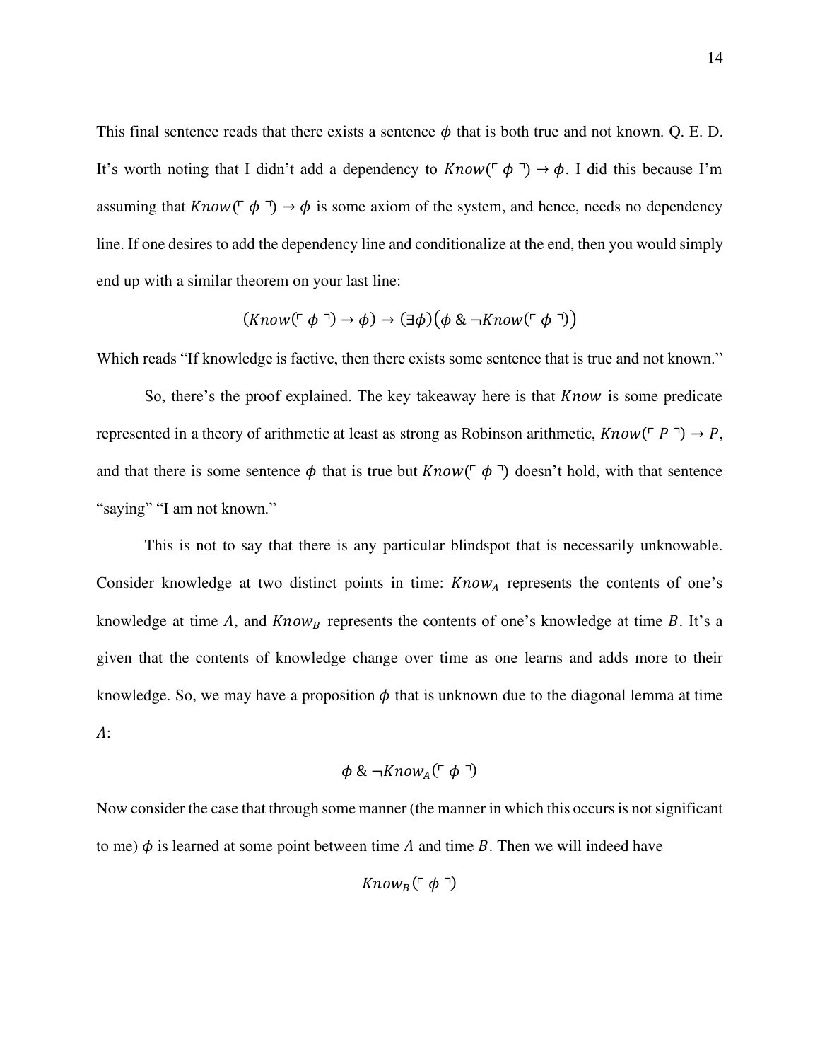This final sentence reads that there exists a sentence $\phi$ that is both true and not known. Q. E. D. It's worth noting that I didn't add a dependency to $Know(\ulcorner \phi \urcorner) \rightarrow \phi$. I did this because I'm assuming that $Know(\ulcorner \phi \urcorner) \rightarrow \phi$ is some axiom of the system, and hence, needs no dependency line. If one desires to add the dependency line and conditionalize at the end, then you would simply end up with a similar theorem on your last line:

$$(Know(\ulcorner \phi \urcorner) \rightarrow \phi) \rightarrow (\exists \phi)(\phi \,\&\, \neg Know(\ulcorner \phi \urcorner))$$

Which reads "If knowledge is factive, then there exists some sentence that is true and not known."

So, there's the proof explained. The key takeaway here is that $Know$ is some predicate represented in a theory of arithmetic at least as strong as Robinson arithmetic, $Know(\ulcorner P \urcorner) \rightarrow P$, and that there is some sentence $\phi$ that is true but $Know(\ulcorner \phi \urcorner)$ doesn't hold, with that sentence "saying" "I am not known."

This is not to say that there is any particular blindspot that is necessarily unknowable. Consider knowledge at two distinct points in time: $Know_A$ represents the contents of one's knowledge at time $A$, and $Know_B$ represents the contents of one's knowledge at time $B$. It's a given that the contents of knowledge change over time as one learns and adds more to their knowledge. So, we may have a proposition $\phi$ that is unknown due to the diagonal lemma at time $A$:

$$\phi \,\&\, \neg Know_A(\ulcorner \phi \urcorner)$$

Now consider the case that through some manner (the manner in which this occurs is not significant to me) $\phi$ is learned at some point between time $A$ and time $B$. Then we will indeed have

$$Know_B(\ulcorner \phi \urcorner)$$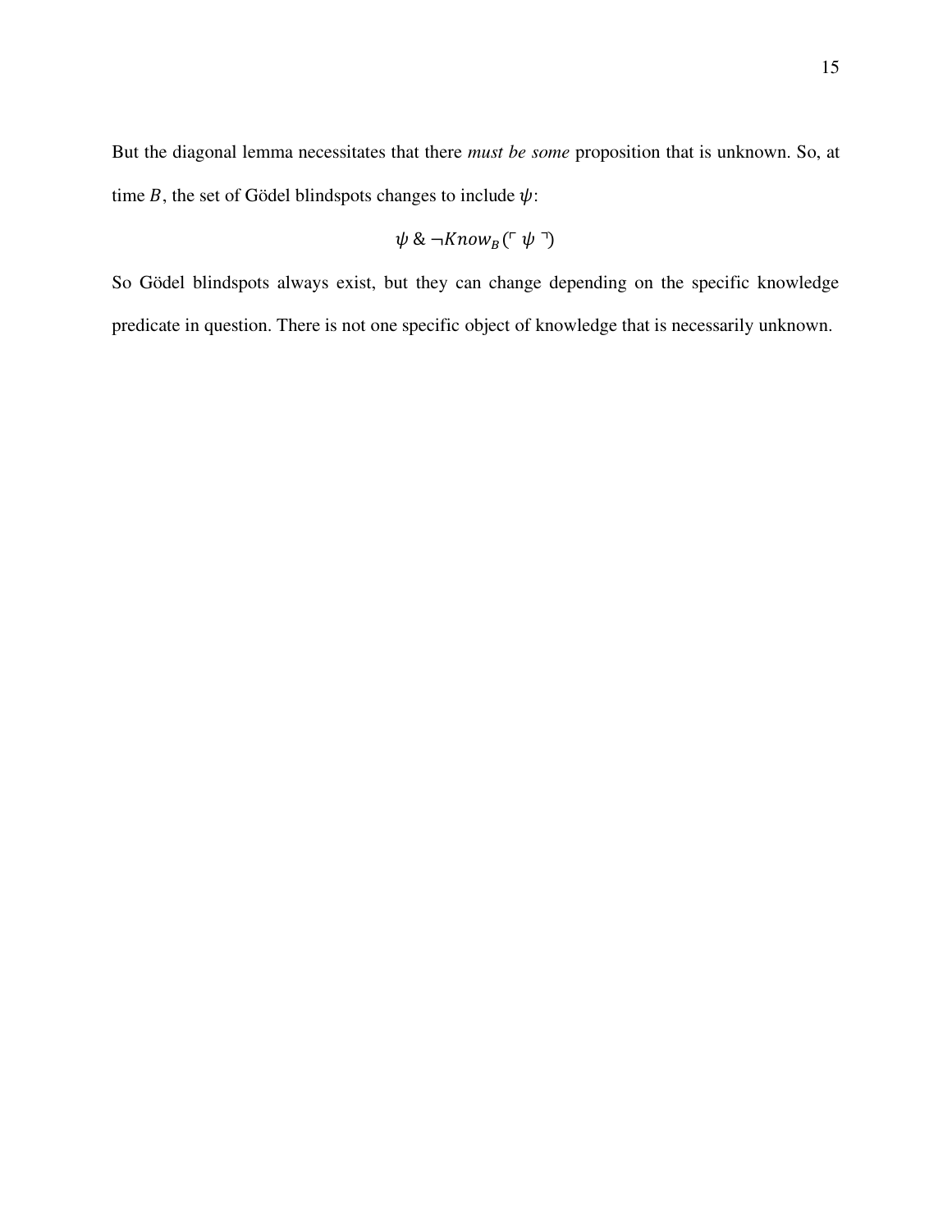But the diagonal lemma necessitates that there *must be some* proposition that is unknown. So, at time $B$, the set of Gödel blindspots changes to include $\psi$:

$$\psi \mathbin{\&} \neg Know_B(\ulcorner \psi \urcorner)$$

So Gödel blindspots always exist, but they can change depending on the specific knowledge predicate in question. There is not one specific object of knowledge that is necessarily unknown.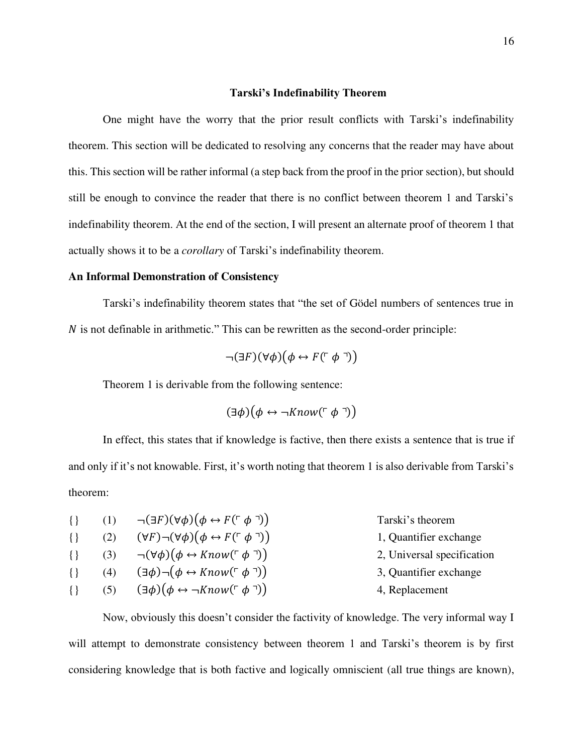## Tarski's Indefinability Theorem

One might have the worry that the prior result conflicts with Tarski's indefinability theorem. This section will be dedicated to resolving any concerns that the reader may have about this. This section will be rather informal (a step back from the proof in the prior section), but should still be enough to convince the reader that there is no conflict between theorem 1 and Tarski's indefinability theorem. At the end of the section, I will present an alternate proof of theorem 1 that actually shows it to be a *corollary* of Tarski's indefinability theorem.

### An Informal Demonstration of Consistency

Tarski's indefinability theorem states that "the set of Gödel numbers of sentences true in $N$ is not definable in arithmetic." This can be rewritten as the second-order principle:

$$\neg(\exists F)(\forall \phi)\big(\phi \leftrightarrow F(\ulcorner \phi \urcorner)\big)$$

Theorem 1 is derivable from the following sentence:

$$(\exists \phi)\big(\phi \leftrightarrow \neg Know(\ulcorner \phi \urcorner)\big)$$

In effect, this states that if knowledge is factive, then there exists a sentence that is true if and only if it's not knowable. First, it's worth noting that theorem 1 is also derivable from Tarski's theorem:

| | | | |
|---|---|---|---|
| {} | (1) | $\neg(\exists F)(\forall \phi)\big(\phi \leftrightarrow F(\ulcorner \phi \urcorner)\big)$ | Tarski's theorem |
| {} | (2) | $(\forall F)\neg(\forall \phi)\big(\phi \leftrightarrow F(\ulcorner \phi \urcorner)\big)$ | 1, Quantifier exchange |
| {} | (3) | $\neg(\forall \phi)\big(\phi \leftrightarrow Know(\ulcorner \phi \urcorner)\big)$ | 2, Universal specification |
| {} | (4) | $(\exists \phi)\neg\big(\phi \leftrightarrow Know(\ulcorner \phi \urcorner)\big)$ | 3, Quantifier exchange |
| {} | (5) | $(\exists \phi)\big(\phi \leftrightarrow \neg Know(\ulcorner \phi \urcorner)\big)$ | 4, Replacement |

Now, obviously this doesn't consider the factivity of knowledge. The very informal way I will attempt to demonstrate consistency between theorem 1 and Tarski's theorem is by first considering knowledge that is both factive and logically omniscient (all true things are known),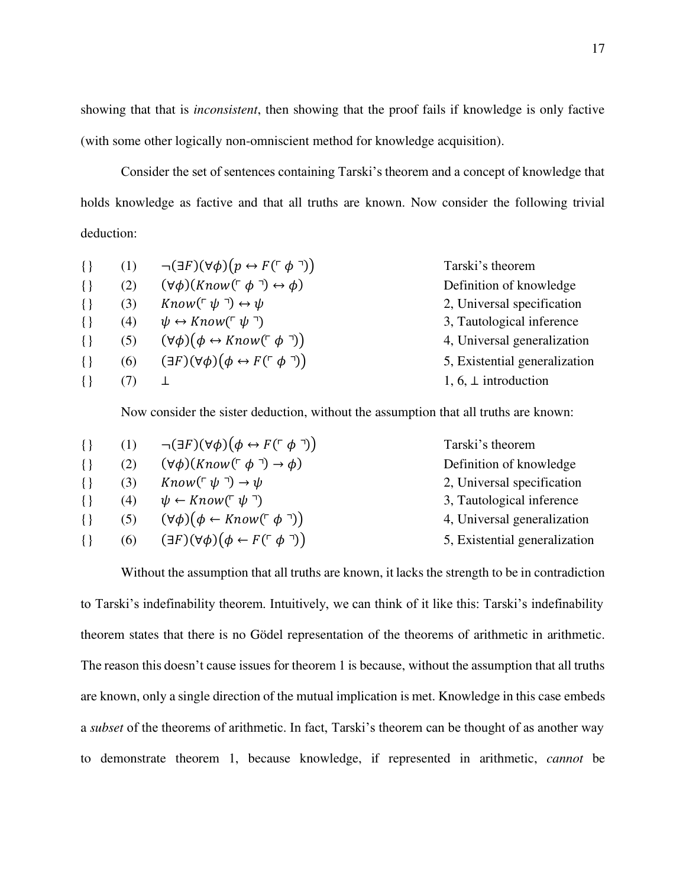showing that that is *inconsistent*, then showing that the proof fails if knowledge is only factive (with some other logically non-omniscient method for knowledge acquisition).

Consider the set of sentences containing Tarski's theorem and a concept of knowledge that holds knowledge as factive and that all truths are known. Now consider the following trivial deduction:

| | | | |
|---|---|---|---|
| {} | (1) | $\neg(\exists F)(\forall\phi)\big(p \leftrightarrow F(\ulcorner \phi \urcorner)\big)$ | Tarski's theorem |
| {} | (2) | $(\forall\phi)(Know(\ulcorner \phi \urcorner) \leftrightarrow \phi)$ | Definition of knowledge |
| {} | (3) | $Know(\ulcorner \psi \urcorner) \leftrightarrow \psi$ | 2, Universal specification |
| {} | (4) | $\psi \leftrightarrow Know(\ulcorner \psi \urcorner)$ | 3, Tautological inference |
| {} | (5) | $(\forall\phi)\big(\phi \leftrightarrow Know(\ulcorner \phi \urcorner)\big)$ | 4, Universal generalization |
| {} | (6) | $(\exists F)(\forall\phi)\big(\phi \leftrightarrow F(\ulcorner \phi \urcorner)\big)$ | 5, Existential generalization |
| {} | (7) | $\bot$ | 1, 6, $\bot$ introduction |

Now consider the sister deduction, without the assumption that all truths are known:

| | | | |
|---|---|---|---|
| {} | (1) | $\neg(\exists F)(\forall\phi)\big(\phi \leftrightarrow F(\ulcorner \phi \urcorner)\big)$ | Tarski's theorem |
| {} | (2) | $(\forall\phi)(Know(\ulcorner \phi \urcorner) \rightarrow \phi)$ | Definition of knowledge |
| {} | (3) | $Know(\ulcorner \psi \urcorner) \rightarrow \psi$ | 2, Universal specification |
| {} | (4) | $\psi \leftarrow Know(\ulcorner \psi \urcorner)$ | 3, Tautological inference |
| {} | (5) | $(\forall\phi)\big(\phi \leftarrow Know(\ulcorner \phi \urcorner)\big)$ | 4, Universal generalization |
| {} | (6) | $(\exists F)(\forall\phi)\big(\phi \leftarrow F(\ulcorner \phi \urcorner)\big)$ | 5, Existential generalization |

Without the assumption that all truths are known, it lacks the strength to be in contradiction to Tarski's indefinability theorem. Intuitively, we can think of it like this: Tarski's indefinability theorem states that there is no Gödel representation of the theorems of arithmetic in arithmetic. The reason this doesn't cause issues for theorem 1 is because, without the assumption that all truths are known, only a single direction of the mutual implication is met. Knowledge in this case embeds a *subset* of the theorems of arithmetic. In fact, Tarski's theorem can be thought of as another way to demonstrate theorem 1, because knowledge, if represented in arithmetic, *cannot* be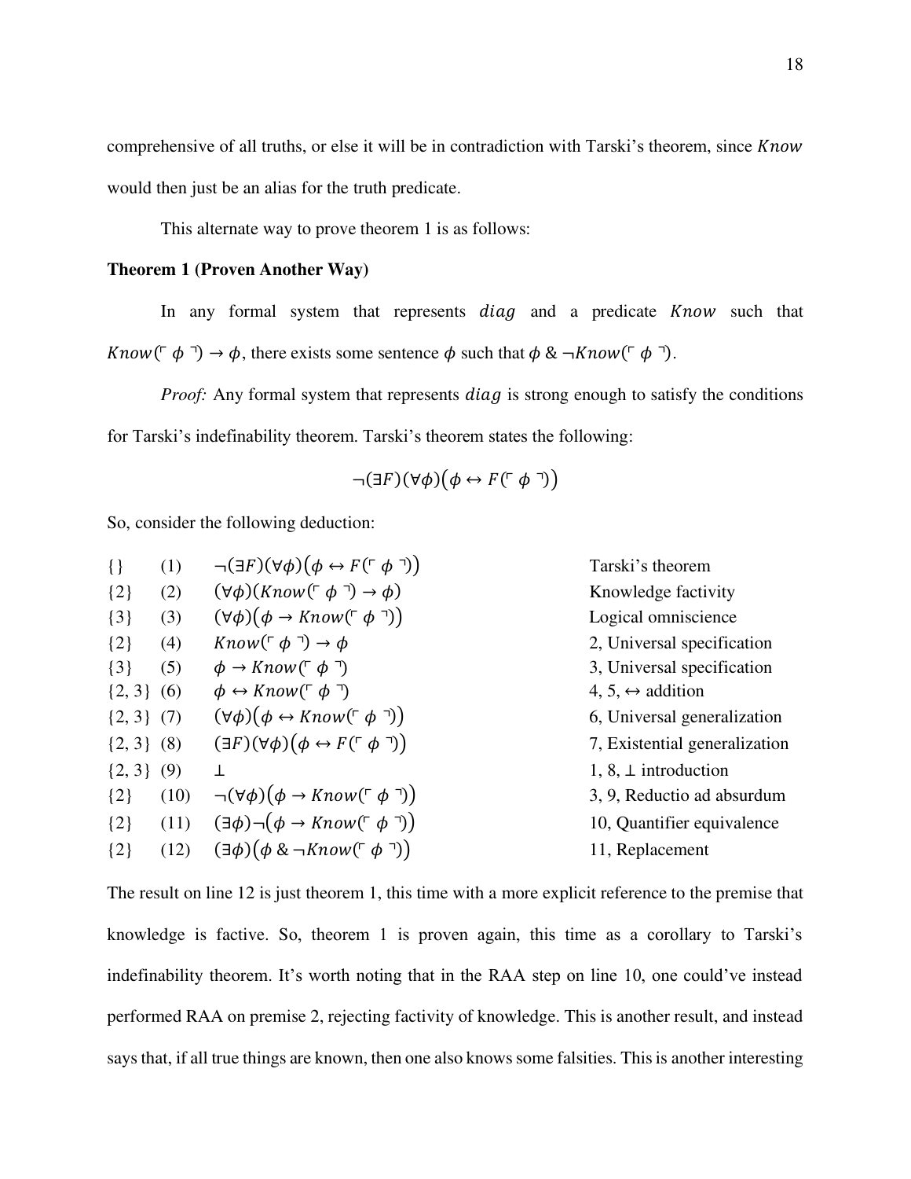comprehensive of all truths, or else it will be in contradiction with Tarski's theorem, since $Know$ would then just be an alias for the truth predicate.

This alternate way to prove theorem 1 is as follows:

**Theorem 1 (Proven Another Way)**

In any formal system that represents $diag$ and a predicate $Know$ such that $Know(\ulcorner \phi \urcorner) \rightarrow \phi$, there exists some sentence $\phi$ such that $\phi \,\&\, \neg Know(\ulcorner \phi \urcorner)$.

*Proof:* Any formal system that represents $diag$ is strong enough to satisfy the conditions for Tarski's indefinability theorem. Tarski's theorem states the following:

$$\neg(\exists F)(\forall \phi)\big(\phi \leftrightarrow F(\ulcorner \phi \urcorner)\big)$$

So, consider the following deduction:

| | | | |
|---|---|---|---|
| {} | (1) | $\neg(\exists F)(\forall \phi)\big(\phi \leftrightarrow F(\ulcorner \phi \urcorner)\big)$ | Tarski's theorem |
| {2} | (2) | $(\forall \phi)(Know(\ulcorner \phi \urcorner) \rightarrow \phi)$ | Knowledge factivity |
| {3} | (3) | $(\forall \phi)\big(\phi \rightarrow Know(\ulcorner \phi \urcorner)\big)$ | Logical omniscience |
| {2} | (4) | $Know(\ulcorner \phi \urcorner) \rightarrow \phi$ | 2, Universal specification |
| {3} | (5) | $\phi \rightarrow Know(\ulcorner \phi \urcorner)$ | 3, Universal specification |
| {2, 3} | (6) | $\phi \leftrightarrow Know(\ulcorner \phi \urcorner)$ | 4, 5, $\leftrightarrow$ addition |
| {2, 3} | (7) | $(\forall \phi)\big(\phi \leftrightarrow Know(\ulcorner \phi \urcorner)\big)$ | 6, Universal generalization |
| {2, 3} | (8) | $(\exists F)(\forall \phi)\big(\phi \leftrightarrow F(\ulcorner \phi \urcorner)\big)$ | 7, Existential generalization |
| {2, 3} | (9) | $\bot$ | 1, 8, $\bot$ introduction |
| {2} | (10) | $\neg(\forall \phi)\big(\phi \rightarrow Know(\ulcorner \phi \urcorner)\big)$ | 3, 9, Reductio ad absurdum |
| {2} | (11) | $(\exists \phi)\neg\big(\phi \rightarrow Know(\ulcorner \phi \urcorner)\big)$ | 10, Quantifier equivalence |
| {2} | (12) | $(\exists \phi)\big(\phi \,\&\, \neg Know(\ulcorner \phi \urcorner)\big)$ | 11, Replacement |

The result on line 12 is just theorem 1, this time with a more explicit reference to the premise that knowledge is factive. So, theorem 1 is proven again, this time as a corollary to Tarski's indefinability theorem. It's worth noting that in the RAA step on line 10, one could've instead performed RAA on premise 2, rejecting factivity of knowledge. This is another result, and instead says that, if all true things are known, then one also knows some falsities. This is another interesting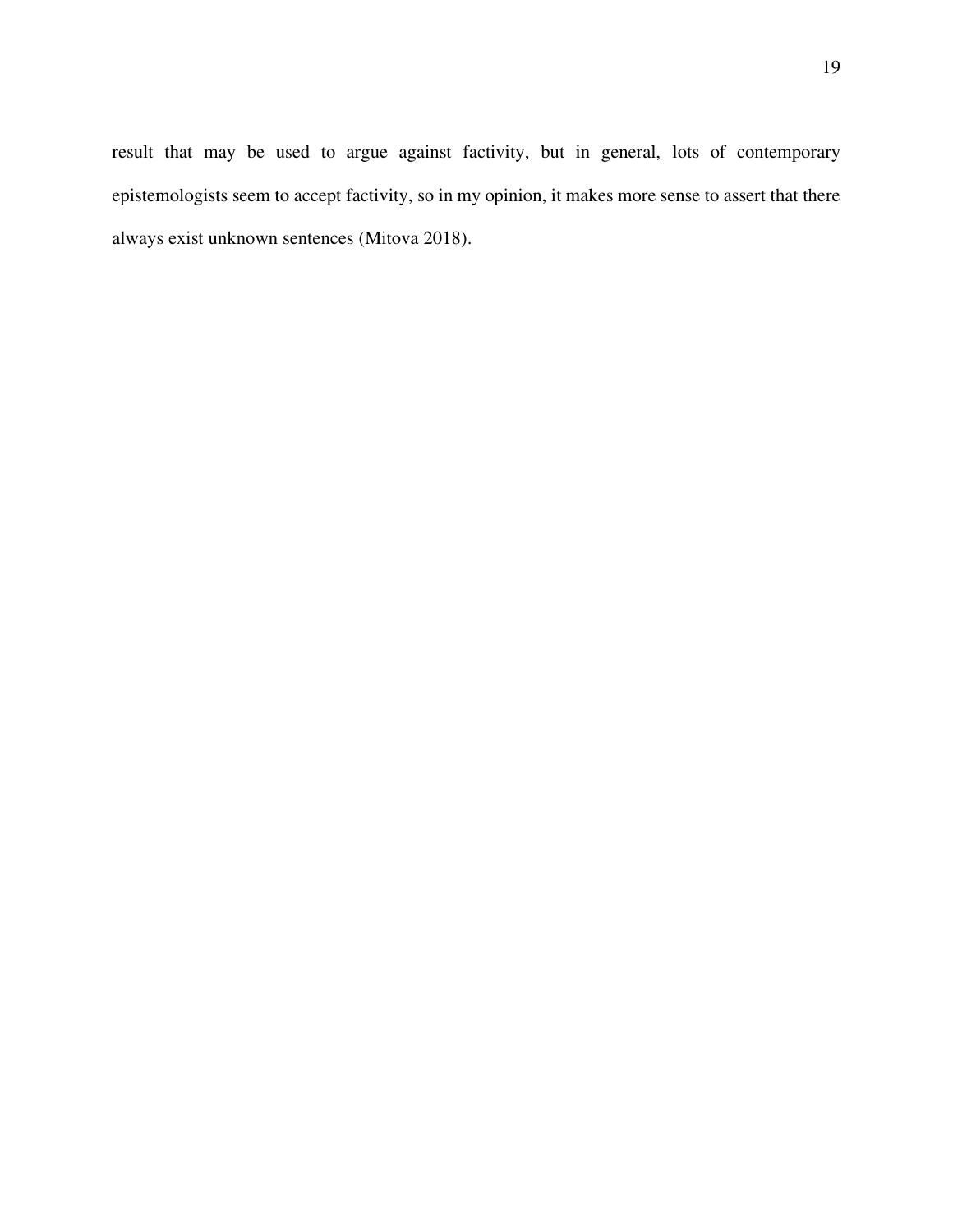result that may be used to argue against factivity, but in general, lots of contemporary epistemologists seem to accept factivity, so in my opinion, it makes more sense to assert that there always exist unknown sentences (Mitova 2018).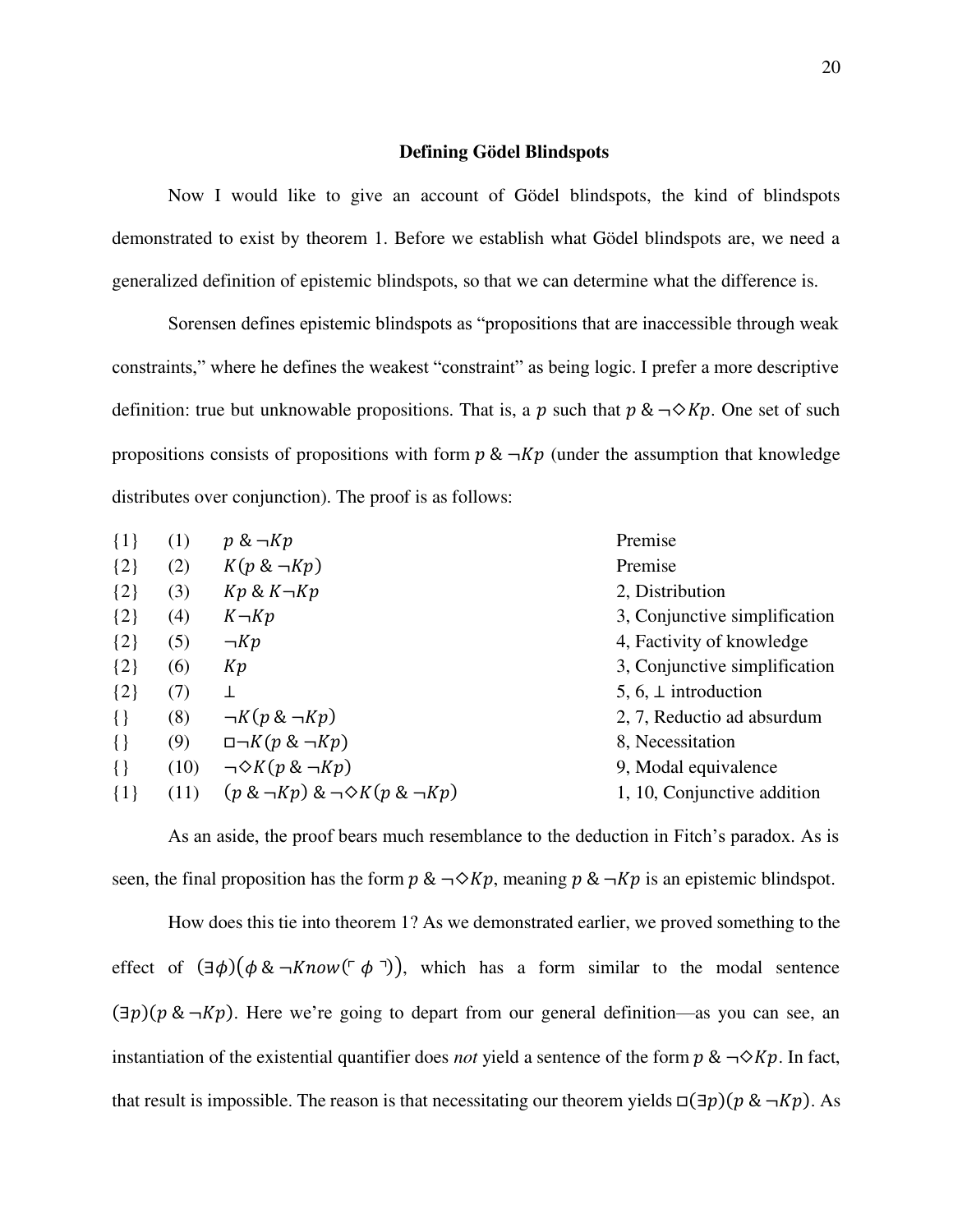## Defining Gödel Blindspots

Now I would like to give an account of Gödel blindspots, the kind of blindspots demonstrated to exist by theorem 1. Before we establish what Gödel blindspots are, we need a generalized definition of epistemic blindspots, so that we can determine what the difference is.

Sorensen defines epistemic blindspots as "propositions that are inaccessible through weak constraints," where he defines the weakest "constraint" as being logic. I prefer a more descriptive definition: true but unknowable propositions. That is, a $p$ such that $p \;\&\; \neg\Diamond Kp$. One set of such propositions consists of propositions with form $p \;\&\; \neg Kp$ (under the assumption that knowledge distributes over conjunction). The proof is as follows:

| | | | |
|---|---|---|---|
| {1} | (1) | $p \;\&\; \neg Kp$ | Premise |
| {2} | (2) | $K(p \;\&\; \neg Kp)$ | Premise |
| {2} | (3) | $Kp \;\&\; K\neg Kp$ | 2, Distribution |
| {2} | (4) | $K\neg Kp$ | 3, Conjunctive simplification |
| {2} | (5) | $\neg Kp$ | 4, Factivity of knowledge |
| {2} | (6) | $Kp$ | 3, Conjunctive simplification |
| {2} | (7) | $\bot$ | 5, 6, $\bot$ introduction |
| {} | (8) | $\neg K(p \;\&\; \neg Kp)$ | 2, 7, Reductio ad absurdum |
| {} | (9) | $\Box\neg K(p \;\&\; \neg Kp)$ | 8, Necessitation |
| {} | (10) | $\neg\Diamond K(p \;\&\; \neg Kp)$ | 9, Modal equivalence |
| {1} | (11) | $(p \;\&\; \neg Kp) \;\&\; \neg\Diamond K(p \;\&\; \neg Kp)$ | 1, 10, Conjunctive addition |

As an aside, the proof bears much resemblance to the deduction in Fitch's paradox. As is seen, the final proposition has the form $p \;\&\; \neg\Diamond Kp$, meaning $p \;\&\; \neg Kp$ is an epistemic blindspot.

How does this tie into theorem 1? As we demonstrated earlier, we proved something to the effect of $(\exists\phi)(\phi \;\&\; \neg Know(\ulcorner \phi \urcorner))$, which has a form similar to the modal sentence $(\exists p)(p \;\&\; \neg Kp)$. Here we're going to depart from our general definition—as you can see, an instantiation of the existential quantifier does *not* yield a sentence of the form $p \;\&\; \neg\Diamond Kp$. In fact, that result is impossible. The reason is that necessitating our theorem yields $\Box(\exists p)(p \;\&\; \neg Kp)$. As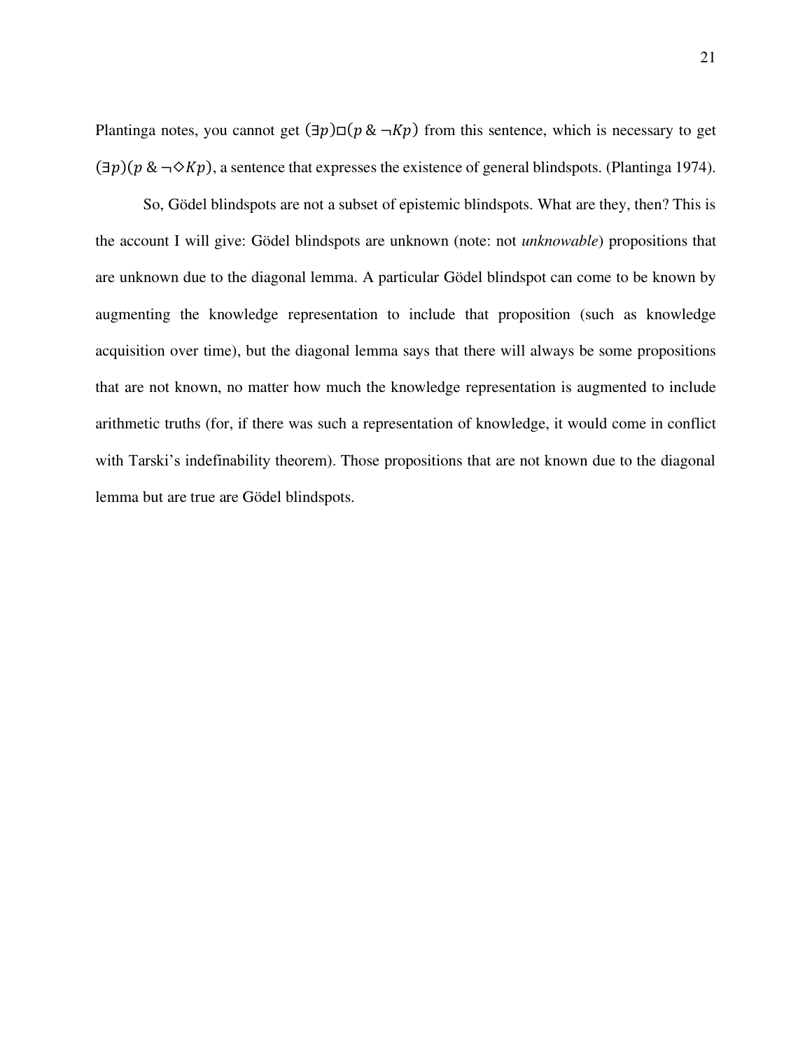Plantinga notes, you cannot get $(\exists p)\Box(p \,\&\, \neg Kp)$ from this sentence, which is necessary to get $(\exists p)(p \,\&\, \neg\Diamond Kp)$, a sentence that expresses the existence of general blindspots. (Plantinga 1974).

So, Gödel blindspots are not a subset of epistemic blindspots. What are they, then? This is the account I will give: Gödel blindspots are unknown (note: not *unknowable*) propositions that are unknown due to the diagonal lemma. A particular Gödel blindspot can come to be known by augmenting the knowledge representation to include that proposition (such as knowledge acquisition over time), but the diagonal lemma says that there will always be some propositions that are not known, no matter how much the knowledge representation is augmented to include arithmetic truths (for, if there was such a representation of knowledge, it would come in conflict with Tarski's indefinability theorem). Those propositions that are not known due to the diagonal lemma but are true are Gödel blindspots.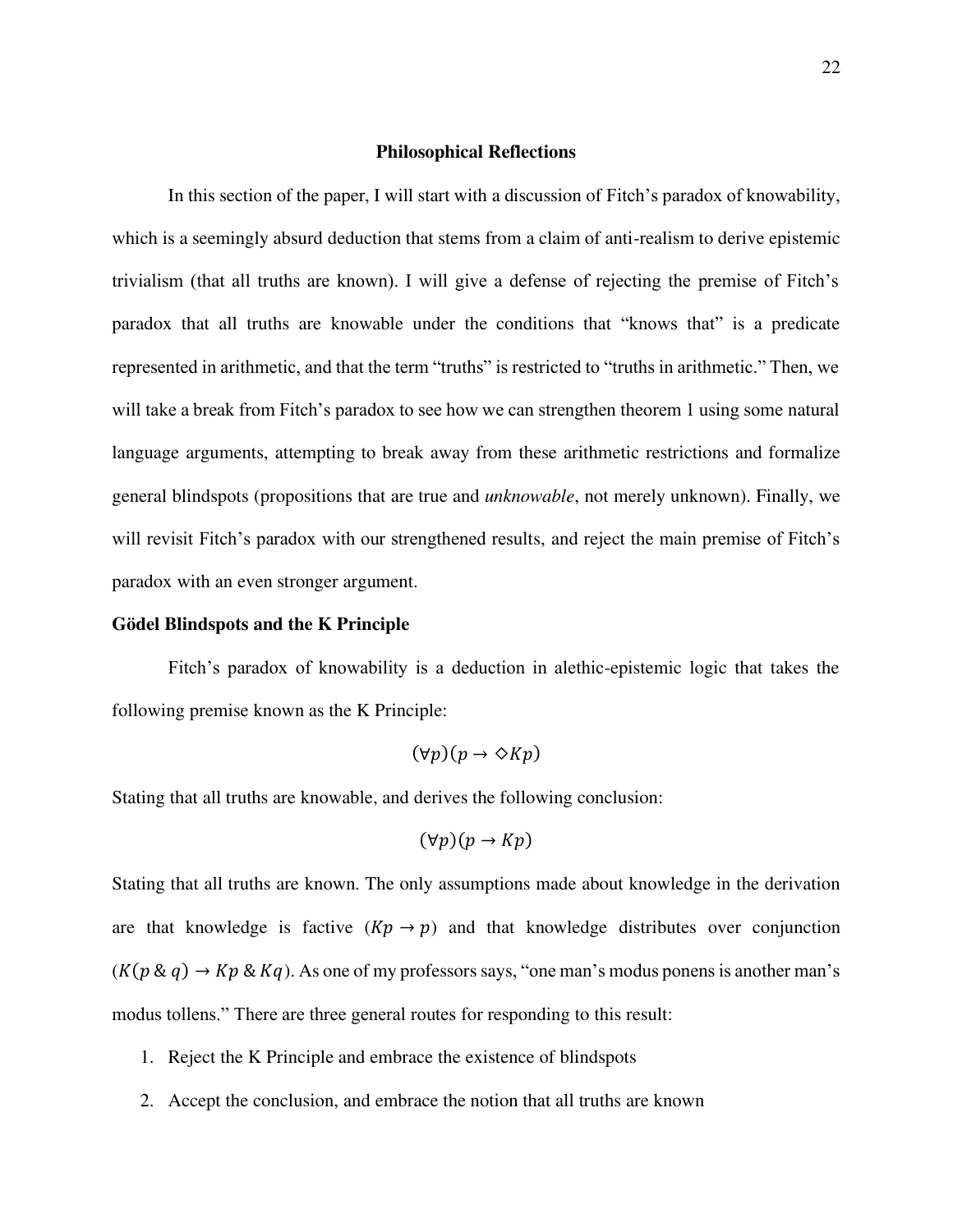## Philosophical Reflections

In this section of the paper, I will start with a discussion of Fitch's paradox of knowability, which is a seemingly absurd deduction that stems from a claim of anti-realism to derive epistemic trivialism (that all truths are known). I will give a defense of rejecting the premise of Fitch's paradox that all truths are knowable under the conditions that "knows that" is a predicate represented in arithmetic, and that the term "truths" is restricted to "truths in arithmetic." Then, we will take a break from Fitch's paradox to see how we can strengthen theorem 1 using some natural language arguments, attempting to break away from these arithmetic restrictions and formalize general blindspots (propositions that are true and *unknowable*, not merely unknown). Finally, we will revisit Fitch's paradox with our strengthened results, and reject the main premise of Fitch's paradox with an even stronger argument.

### Gödel Blindspots and the K Principle

Fitch's paradox of knowability is a deduction in alethic-epistemic logic that takes the following premise known as the K Principle:

$$(\forall p)(p \rightarrow \Diamond Kp)$$

Stating that all truths are knowable, and derives the following conclusion:

$$(\forall p)(p \rightarrow Kp)$$

Stating that all truths are known. The only assumptions made about knowledge in the derivation are that knowledge is factive ($Kp \rightarrow p$) and that knowledge distributes over conjunction ($K(p \,\&\, q) \rightarrow Kp \,\&\, Kq$). As one of my professors says, "one man's modus ponens is another man's modus tollens." There are three general routes for responding to this result:

1. Reject the K Principle and embrace the existence of blindspots
2. Accept the conclusion, and embrace the notion that all truths are known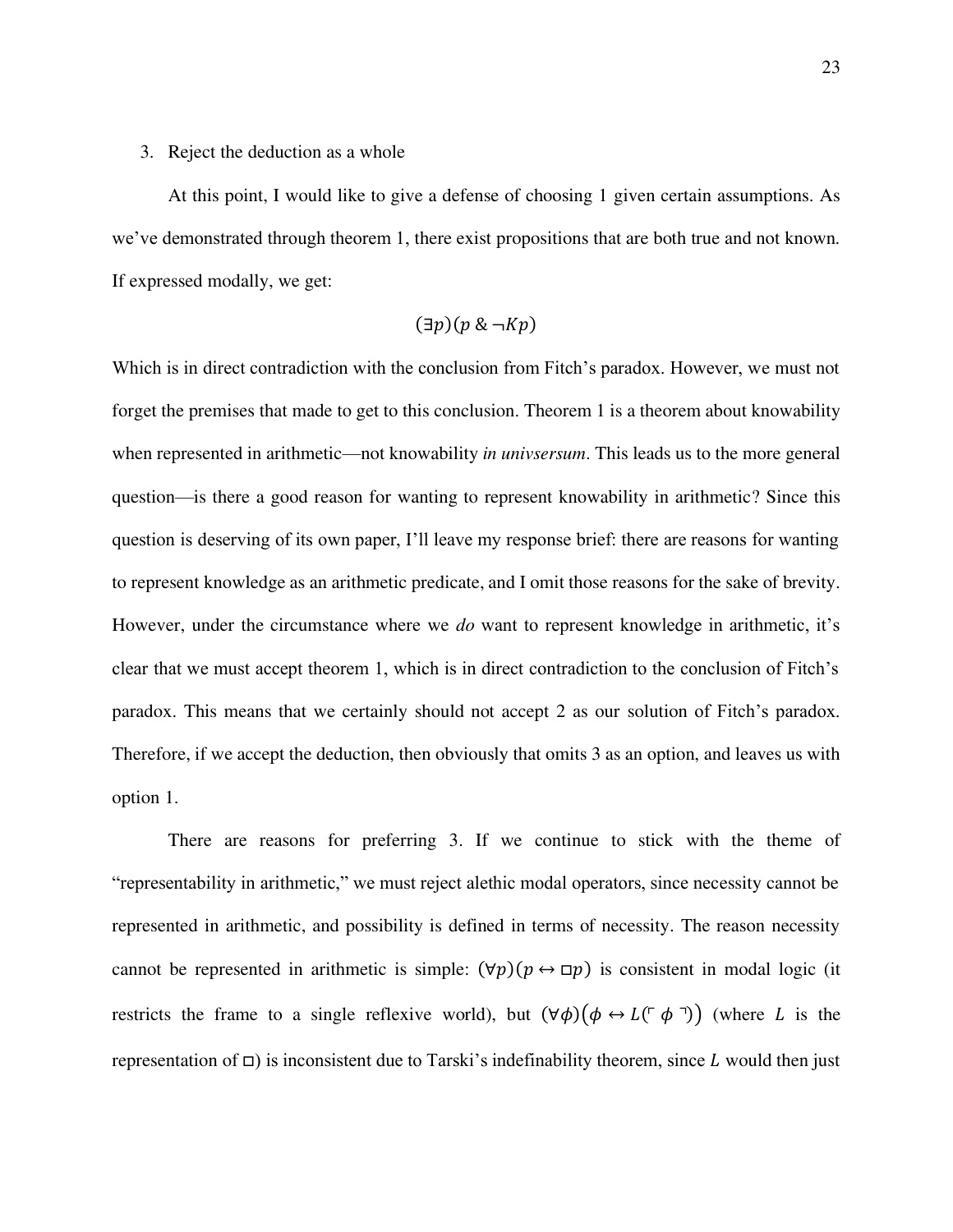3. Reject the deduction as a whole

At this point, I would like to give a defense of choosing 1 given certain assumptions. As we've demonstrated through theorem 1, there exist propositions that are both true and not known. If expressed modally, we get:

$$(\exists p)(p \,\&\, \neg Kp)$$

Which is in direct contradiction with the conclusion from Fitch's paradox. However, we must not forget the premises that made to get to this conclusion. Theorem 1 is a theorem about knowability when represented in arithmetic—not knowability *in univsersum*. This leads us to the more general question—is there a good reason for wanting to represent knowability in arithmetic? Since this question is deserving of its own paper, I'll leave my response brief: there are reasons for wanting to represent knowledge as an arithmetic predicate, and I omit those reasons for the sake of brevity. However, under the circumstance where we *do* want to represent knowledge in arithmetic, it's clear that we must accept theorem 1, which is in direct contradiction to the conclusion of Fitch's paradox. This means that we certainly should not accept 2 as our solution of Fitch's paradox. Therefore, if we accept the deduction, then obviously that omits 3 as an option, and leaves us with option 1.

There are reasons for preferring 3. If we continue to stick with the theme of "representability in arithmetic," we must reject alethic modal operators, since necessity cannot be represented in arithmetic, and possibility is defined in terms of necessity. The reason necessity cannot be represented in arithmetic is simple: $(\forall p)(p \leftrightarrow \Box p)$ is consistent in modal logic (it restricts the frame to a single reflexive world), but $(\forall \phi)\big(\phi \leftrightarrow L(\ulcorner \phi \urcorner)\big)$ (where $L$ is the representation of $\Box$) is inconsistent due to Tarski's indefinability theorem, since $L$ would then just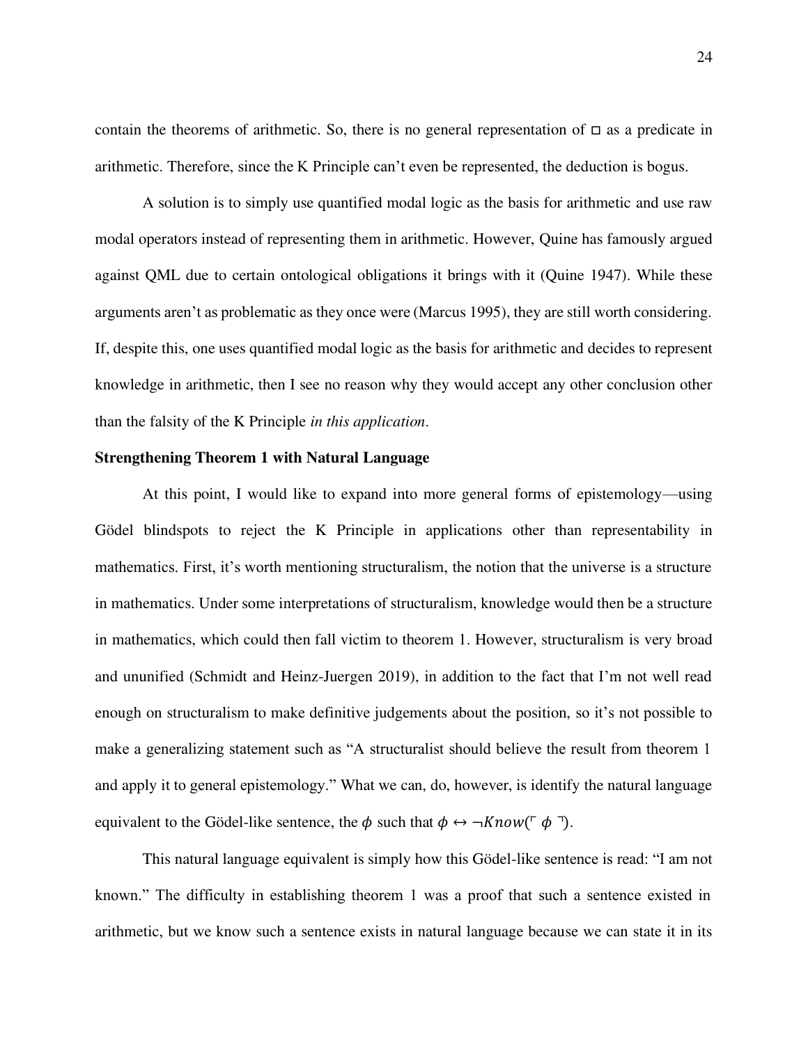contain the theorems of arithmetic. So, there is no general representation of $\Box$ as a predicate in arithmetic. Therefore, since the K Principle can't even be represented, the deduction is bogus.

A solution is to simply use quantified modal logic as the basis for arithmetic and use raw modal operators instead of representing them in arithmetic. However, Quine has famously argued against QML due to certain ontological obligations it brings with it (Quine 1947). While these arguments aren't as problematic as they once were (Marcus 1995), they are still worth considering. If, despite this, one uses quantified modal logic as the basis for arithmetic and decides to represent knowledge in arithmetic, then I see no reason why they would accept any other conclusion other than the falsity of the K Principle *in this application*.

**Strengthening Theorem 1 with Natural Language**

At this point, I would like to expand into more general forms of epistemology—using Gödel blindspots to reject the K Principle in applications other than representability in mathematics. First, it's worth mentioning structuralism, the notion that the universe is a structure in mathematics. Under some interpretations of structuralism, knowledge would then be a structure in mathematics, which could then fall victim to theorem 1. However, structuralism is very broad and ununified (Schmidt and Heinz-Juergen 2019), in addition to the fact that I'm not well read enough on structuralism to make definitive judgements about the position, so it's not possible to make a generalizing statement such as "A structuralist should believe the result from theorem 1 and apply it to general epistemology." What we can, do, however, is identify the natural language equivalent to the Gödel-like sentence, the $\phi$ such that $\phi \leftrightarrow \neg Know(\ulcorner \phi \urcorner)$.

This natural language equivalent is simply how this Gödel-like sentence is read: "I am not known." The difficulty in establishing theorem 1 was a proof that such a sentence existed in arithmetic, but we know such a sentence exists in natural language because we can state it in its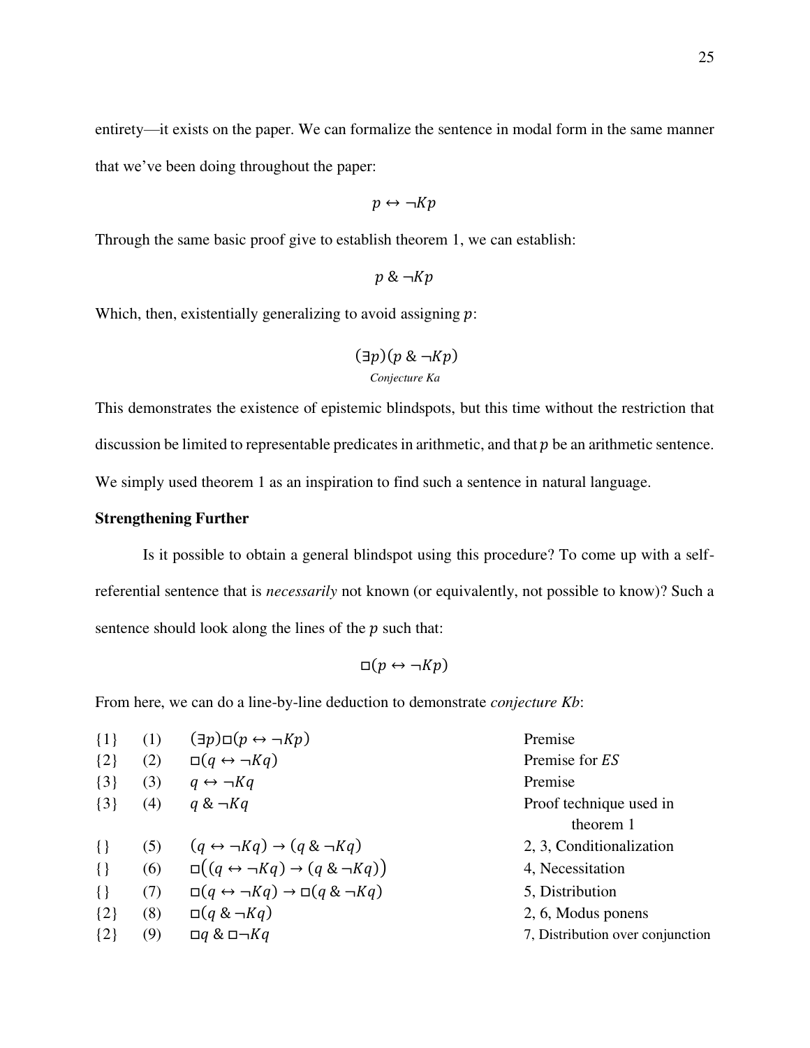entirety—it exists on the paper. We can formalize the sentence in modal form in the same manner that we've been doing throughout the paper:

$$p \leftrightarrow \neg Kp$$

Through the same basic proof give to establish theorem 1, we can establish:

$$p \,\&\, \neg Kp$$

Which, then, existentially generalizing to avoid assigning $p$:

$$(\exists p)(p \,\&\, \neg Kp)$$

*Conjecture Ka*

This demonstrates the existence of epistemic blindspots, but this time without the restriction that discussion be limited to representable predicates in arithmetic, and that $p$ be an arithmetic sentence. We simply used theorem 1 as an inspiration to find such a sentence in natural language.

**Strengthening Further**

Is it possible to obtain a general blindspot using this procedure? To come up with a self-referential sentence that is *necessarily* not known (or equivalently, not possible to know)? Such a sentence should look along the lines of the $p$ such that:

$$\Box(p \leftrightarrow \neg Kp)$$

From here, we can do a line-by-line deduction to demonstrate *conjecture Kb*:

| | | | |
|---|---|---|---|
| {1} | (1) | $(\exists p)\Box(p \leftrightarrow \neg Kp)$ | Premise |
| {2} | (2) | $\Box(q \leftrightarrow \neg Kq)$ | Premise for $ES$ |
| {3} | (3) | $q \leftrightarrow \neg Kq$ | Premise |
| {3} | (4) | $q \,\&\, \neg Kq$ | Proof technique used in theorem 1 |
| {} | (5) | $(q \leftrightarrow \neg Kq) \rightarrow (q \,\&\, \neg Kq)$ | 2, 3, Conditionalization |
| {} | (6) | $\Box\big((q \leftrightarrow \neg Kq) \rightarrow (q \,\&\, \neg Kq)\big)$ | 4, Necessitation |
| {} | (7) | $\Box(q \leftrightarrow \neg Kq) \rightarrow \Box(q \,\&\, \neg Kq)$ | 5, Distribution |
| {2} | (8) | $\Box(q \,\&\, \neg Kq)$ | 2, 6, Modus ponens |
| {2} | (9) | $\Box q \,\&\, \Box\neg Kq$ | 7, Distribution over conjunction |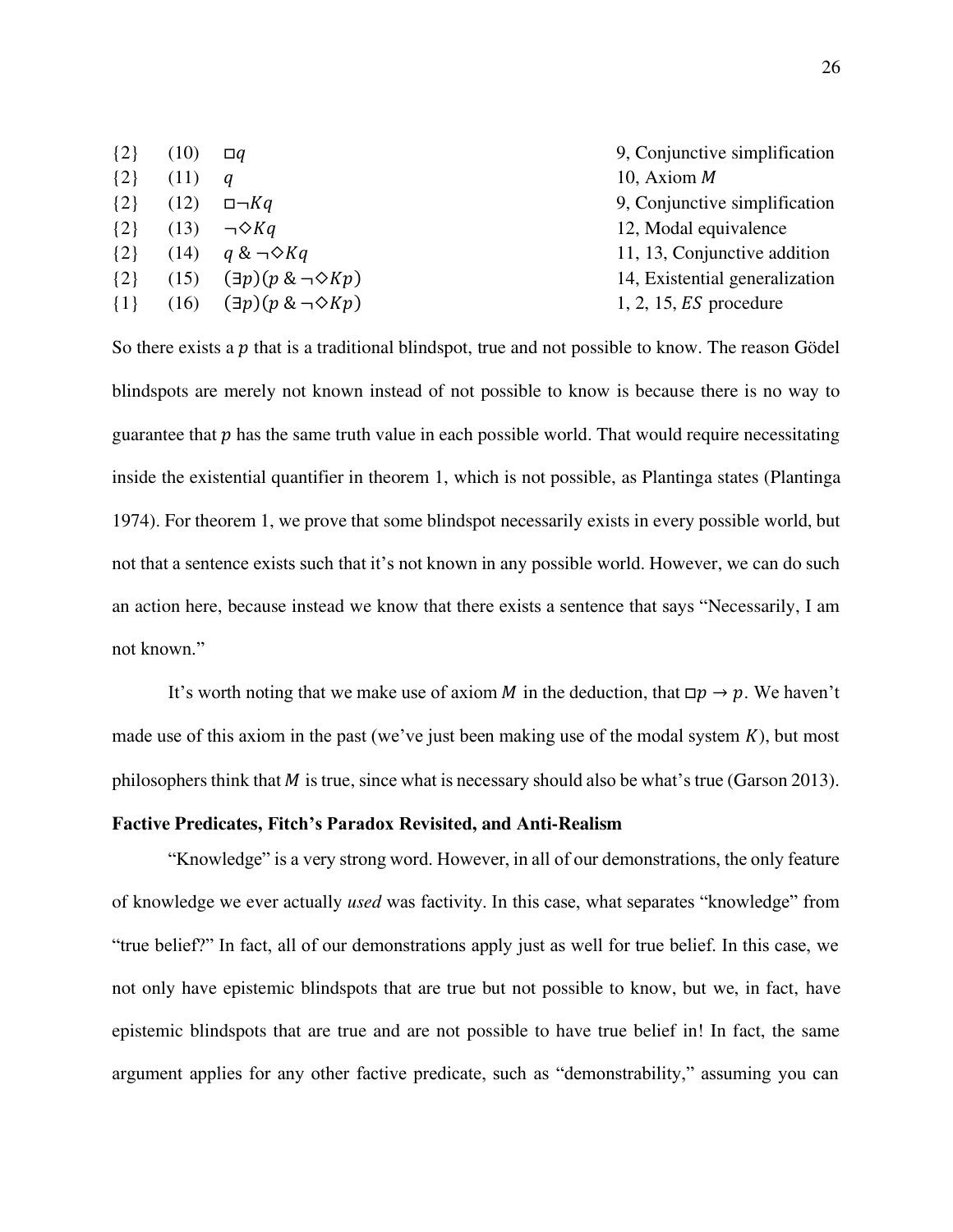| | | | |
|---|---|---|---|
| {2} | (10) | $\Box q$ | 9, Conjunctive simplification |
| {2} | (11) | $q$ | 10, Axiom $M$ |
| {2} | (12) | $\Box\neg Kq$ | 9, Conjunctive simplification |
| {2} | (13) | $\neg\Diamond Kq$ | 12, Modal equivalence |
| {2} | (14) | $q \,\&\, \neg\Diamond Kq$ | 11, 13, Conjunctive addition |
| {2} | (15) | $(\exists p)(p \,\&\, \neg\Diamond Kp)$ | 14, Existential generalization |
| {1} | (16) | $(\exists p)(p \,\&\, \neg\Diamond Kp)$ | 1, 2, 15, $ES$ procedure |

So there exists a $p$ that is a traditional blindspot, true and not possible to know. The reason Gödel blindspots are merely not known instead of not possible to know is because there is no way to guarantee that $p$ has the same truth value in each possible world. That would require necessitating inside the existential quantifier in theorem 1, which is not possible, as Plantinga states (Plantinga 1974). For theorem 1, we prove that some blindspot necessarily exists in every possible world, but not that a sentence exists such that it's not known in any possible world. However, we can do such an action here, because instead we know that there exists a sentence that says "Necessarily, I am not known."

It's worth noting that we make use of axiom $M$ in the deduction, that $\Box p \to p$. We haven't made use of this axiom in the past (we've just been making use of the modal system $K$), but most philosophers think that $M$ is true, since what is necessary should also be what's true (Garson 2013).

**Factive Predicates, Fitch's Paradox Revisited, and Anti-Realism**

"Knowledge" is a very strong word. However, in all of our demonstrations, the only feature of knowledge we ever actually *used* was factivity. In this case, what separates "knowledge" from "true belief?" In fact, all of our demonstrations apply just as well for true belief. In this case, we not only have epistemic blindspots that are true but not possible to know, but we, in fact, have epistemic blindspots that are true and are not possible to have true belief in! In fact, the same argument applies for any other factive predicate, such as "demonstrability," assuming you can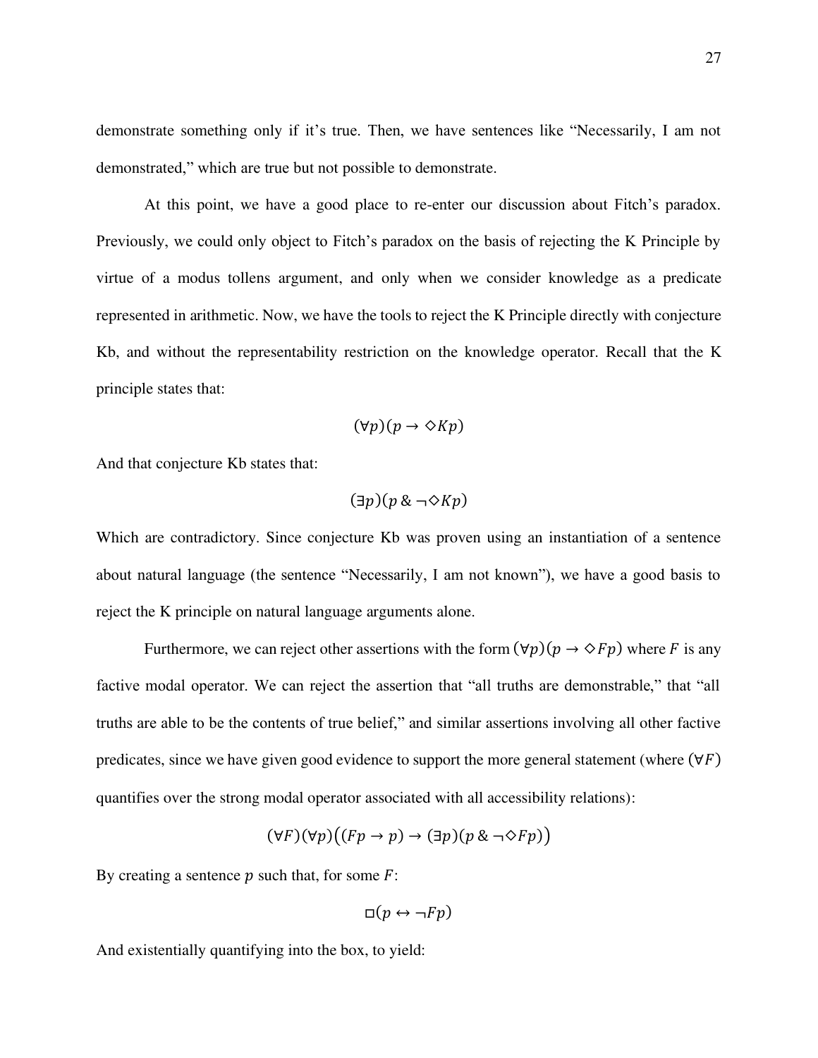demonstrate something only if it's true. Then, we have sentences like "Necessarily, I am not demonstrated," which are true but not possible to demonstrate.

At this point, we have a good place to re-enter our discussion about Fitch's paradox. Previously, we could only object to Fitch's paradox on the basis of rejecting the K Principle by virtue of a modus tollens argument, and only when we consider knowledge as a predicate represented in arithmetic. Now, we have the tools to reject the K Principle directly with conjecture Kb, and without the representability restriction on the knowledge operator. Recall that the K principle states that:

$$(\forall p)(p \rightarrow \Diamond Kp)$$

And that conjecture Kb states that:

$$(\exists p)(p \,\&\, \neg\Diamond Kp)$$

Which are contradictory. Since conjecture Kb was proven using an instantiation of a sentence about natural language (the sentence "Necessarily, I am not known"), we have a good basis to reject the K principle on natural language arguments alone.

Furthermore, we can reject other assertions with the form $(\forall p)(p \rightarrow \Diamond Fp)$ where $F$ is any factive modal operator. We can reject the assertion that "all truths are demonstrable," that "all truths are able to be the contents of true belief," and similar assertions involving all other factive predicates, since we have given good evidence to support the more general statement (where $(\forall F)$ quantifies over the strong modal operator associated with all accessibility relations):

$$(\forall F)(\forall p)\big((Fp \rightarrow p) \rightarrow (\exists p)(p \,\&\, \neg\Diamond Fp)\big)$$

By creating a sentence $p$ such that, for some $F$:

$$\Box(p \leftrightarrow \neg Fp)$$

And existentially quantifying into the box, to yield: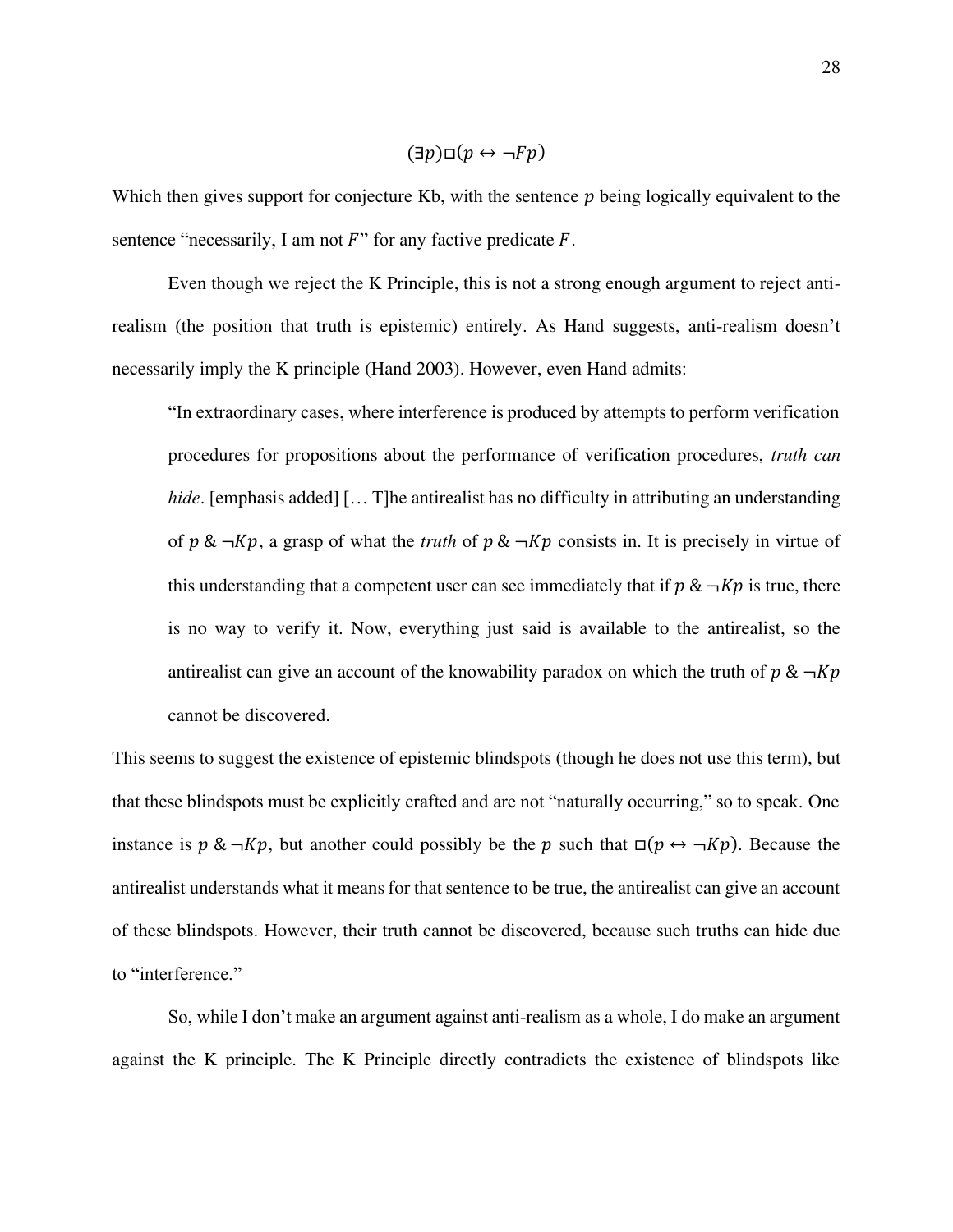$$(\exists p)\Box(p \leftrightarrow \neg Fp)$$

Which then gives support for conjecture Kb, with the sentence $p$ being logically equivalent to the sentence "necessarily, I am not $F$" for any factive predicate $F$.

Even though we reject the K Principle, this is not a strong enough argument to reject anti-realism (the position that truth is epistemic) entirely. As Hand suggests, anti-realism doesn't necessarily imply the K principle (Hand 2003). However, even Hand admits:

> "In extraordinary cases, where interference is produced by attempts to perform verification procedures for propositions about the performance of verification procedures, *truth can hide*. [emphasis added] [… T]he antirealist has no difficulty in attributing an understanding of $p \,\&\, \neg Kp$, a grasp of what the *truth* of $p \,\&\, \neg Kp$ consists in. It is precisely in virtue of this understanding that a competent user can see immediately that if $p \,\&\, \neg Kp$ is true, there is no way to verify it. Now, everything just said is available to the antirealist, so the antirealist can give an account of the knowability paradox on which the truth of $p \,\&\, \neg Kp$ cannot be discovered.

This seems to suggest the existence of epistemic blindspots (though he does not use this term), but that these blindspots must be explicitly crafted and are not "naturally occurring," so to speak. One instance is $p \,\&\, \neg Kp$, but another could possibly be the $p$ such that $\Box(p \leftrightarrow \neg Kp)$. Because the antirealist understands what it means for that sentence to be true, the antirealist can give an account of these blindspots. However, their truth cannot be discovered, because such truths can hide due to "interference."

So, while I don't make an argument against anti-realism as a whole, I do make an argument against the K principle. The K Principle directly contradicts the existence of blindspots like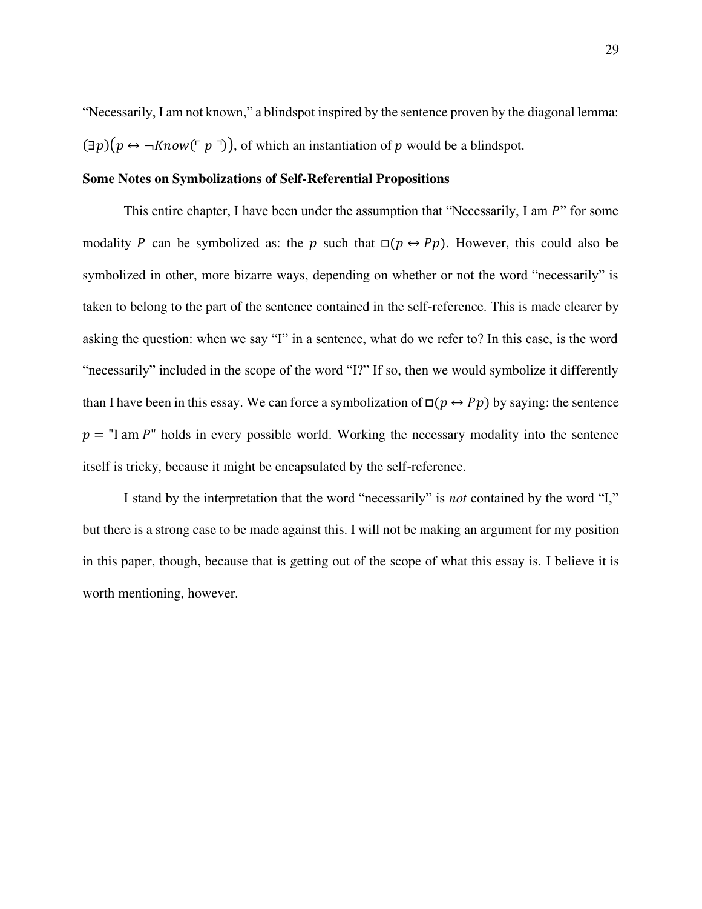"Necessarily, I am not known," a blindspot inspired by the sentence proven by the diagonal lemma: $(\exists p)(p \leftrightarrow \neg Know(\ulcorner p \urcorner))$, of which an instantiation of $p$ would be a blindspot.

**Some Notes on Symbolizations of Self-Referential Propositions**

This entire chapter, I have been under the assumption that "Necessarily, I am $P$" for some modality $P$ can be symbolized as: the $p$ such that $\Box(p \leftrightarrow Pp)$. However, this could also be symbolized in other, more bizarre ways, depending on whether or not the word "necessarily" is taken to belong to the part of the sentence contained in the self-reference. This is made clearer by asking the question: when we say "I" in a sentence, what do we refer to? In this case, is the word "necessarily" included in the scope of the word "I?" If so, then we would symbolize it differently than I have been in this essay. We can force a symbolization of $\Box(p \leftrightarrow Pp)$ by saying: the sentence $p =$ "I am $P$" holds in every possible world. Working the necessary modality into the sentence itself is tricky, because it might be encapsulated by the self-reference.

I stand by the interpretation that the word "necessarily" is *not* contained by the word "I," but there is a strong case to be made against this. I will not be making an argument for my position in this paper, though, because that is getting out of the scope of what this essay is. I believe it is worth mentioning, however.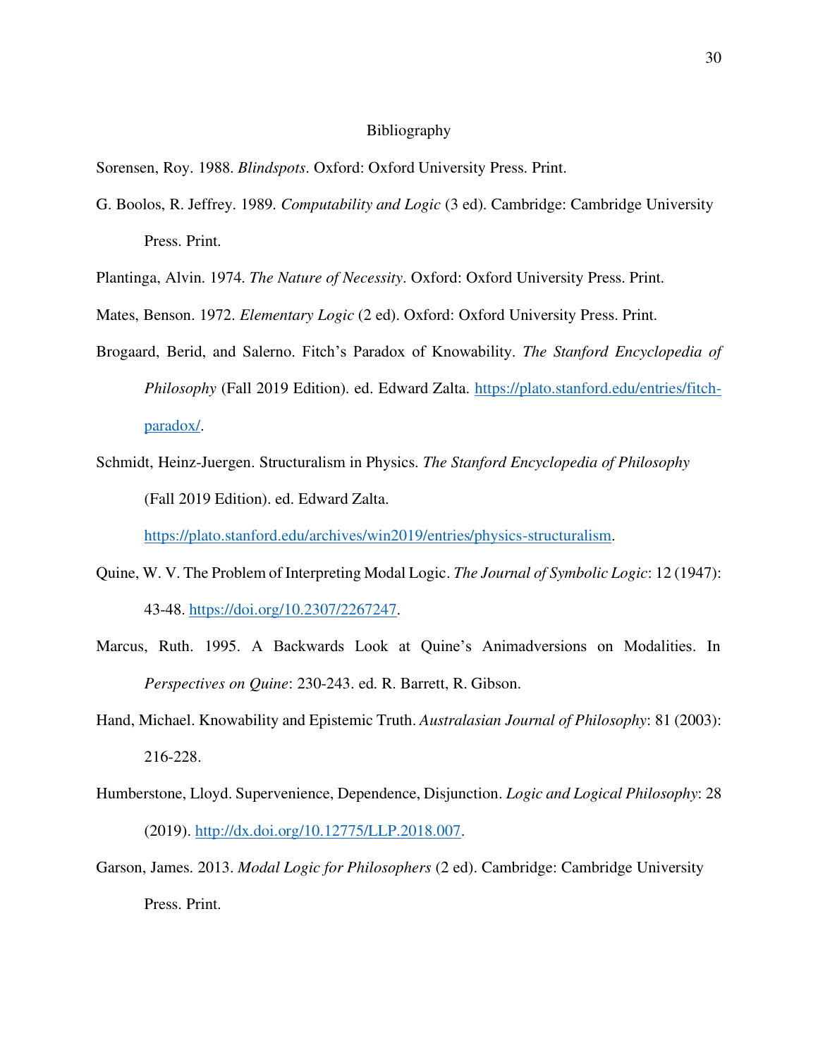# Bibliography

Sorensen, Roy. 1988. *Blindspots*. Oxford: Oxford University Press. Print.

G. Boolos, R. Jeffrey. 1989. *Computability and Logic* (3 ed). Cambridge: Cambridge University Press. Print.

Plantinga, Alvin. 1974. *The Nature of Necessity*. Oxford: Oxford University Press. Print.

Mates, Benson. 1972. *Elementary Logic* (2 ed). Oxford: Oxford University Press. Print.

Brogaard, Berid, and Salerno. Fitch's Paradox of Knowability. *The Stanford Encyclopedia of Philosophy* (Fall 2019 Edition). ed. Edward Zalta. https://plato.stanford.edu/entries/fitch-paradox/.

Schmidt, Heinz-Juergen. Structuralism in Physics. *The Stanford Encyclopedia of Philosophy* (Fall 2019 Edition). ed. Edward Zalta. https://plato.stanford.edu/archives/win2019/entries/physics-structuralism.

Quine, W. V. The Problem of Interpreting Modal Logic. *The Journal of Symbolic Logic*: 12 (1947): 43-48. https://doi.org/10.2307/2267247.

Marcus, Ruth. 1995. A Backwards Look at Quine's Animadversions on Modalities. In *Perspectives on Quine*: 230-243. ed. R. Barrett, R. Gibson.

Hand, Michael. Knowability and Epistemic Truth. *Australasian Journal of Philosophy*: 81 (2003): 216-228.

Humberstone, Lloyd. Supervenience, Dependence, Disjunction. *Logic and Logical Philosophy*: 28 (2019). http://dx.doi.org/10.12775/LLP.2018.007.

Garson, James. 2013. *Modal Logic for Philosophers* (2 ed). Cambridge: Cambridge University Press. Print.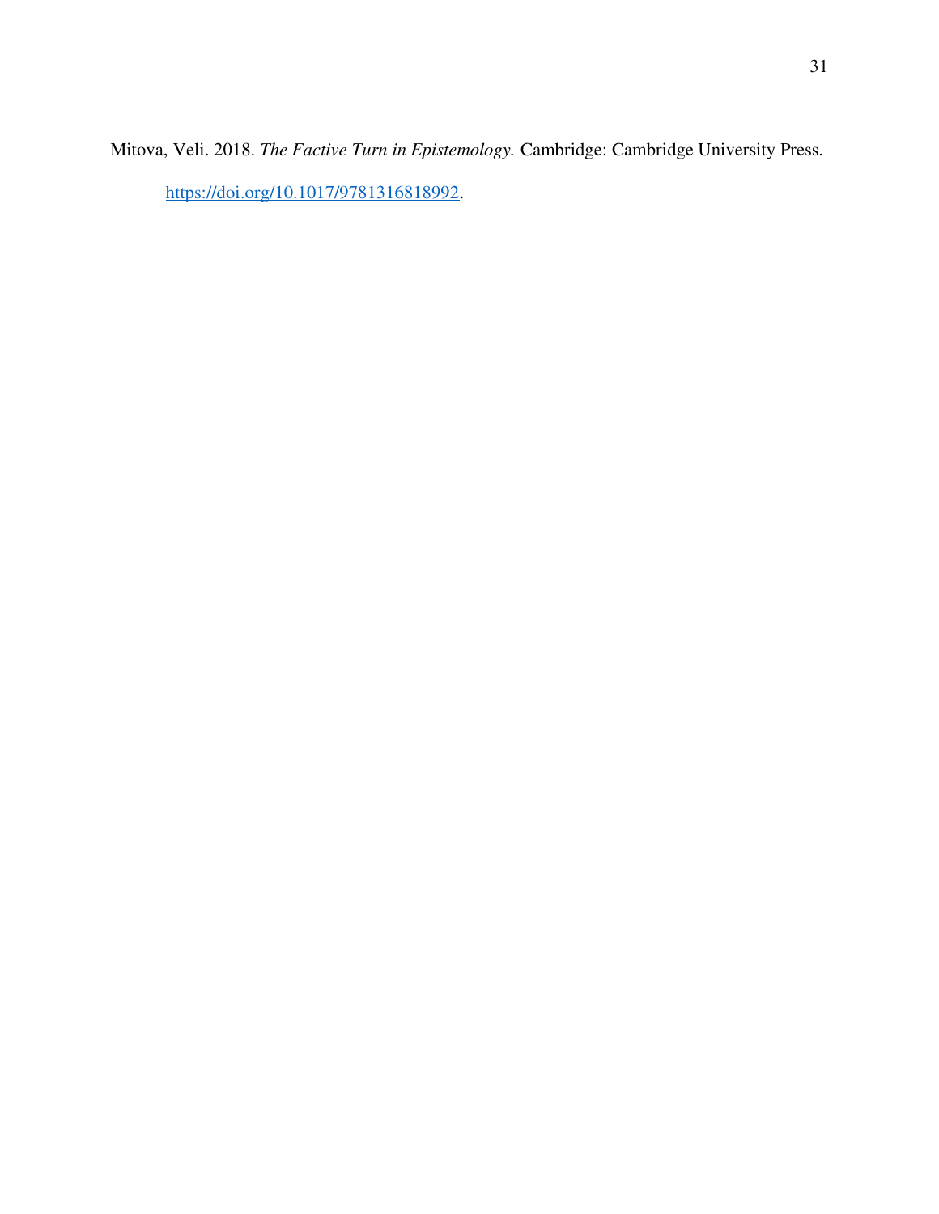Mitova, Veli. 2018. *The Factive Turn in Epistemology.* Cambridge: Cambridge University Press. https://doi.org/10.1017/9781316818992.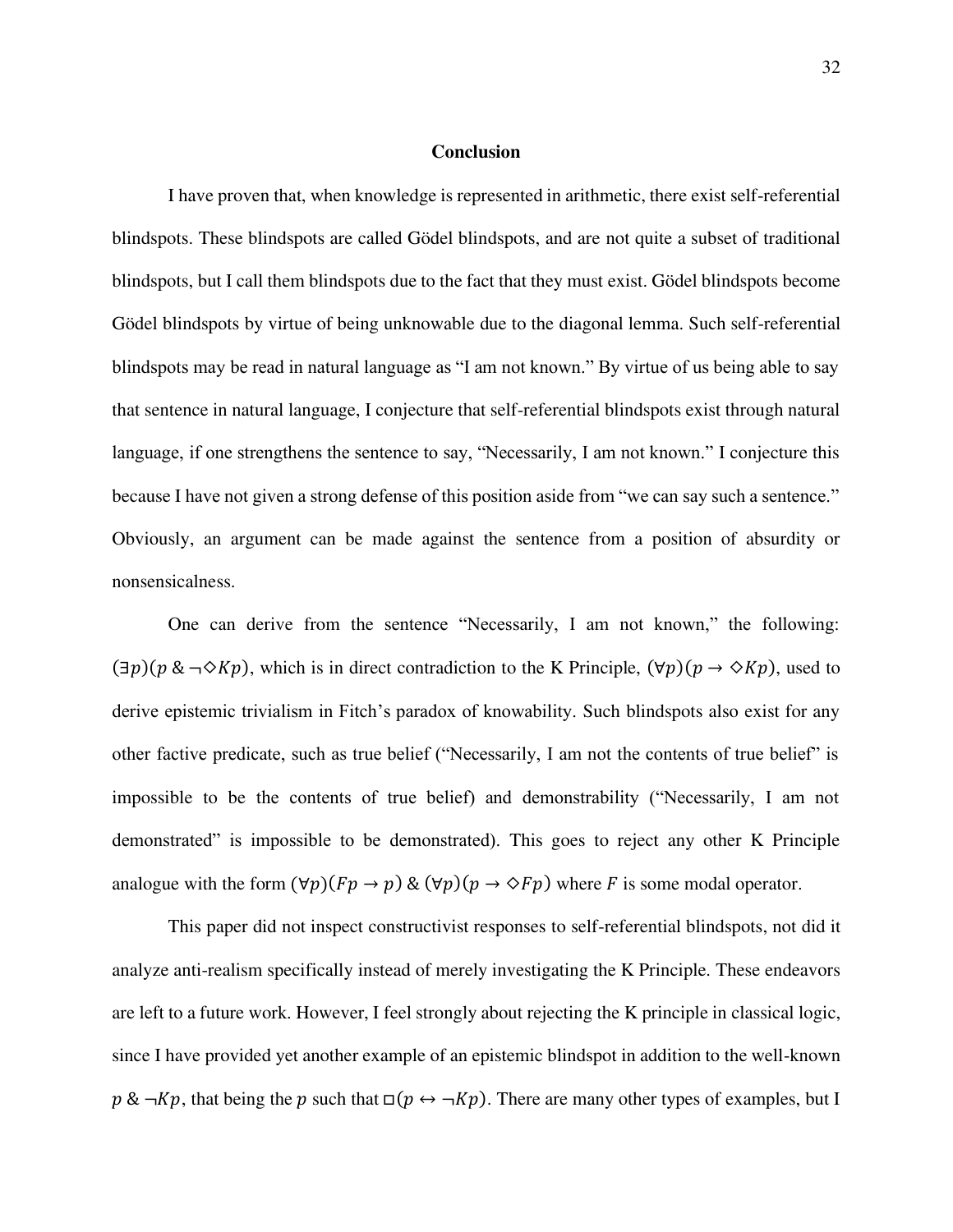## Conclusion

I have proven that, when knowledge is represented in arithmetic, there exist self-referential blindspots. These blindspots are called Gödel blindspots, and are not quite a subset of traditional blindspots, but I call them blindspots due to the fact that they must exist. Gödel blindspots become Gödel blindspots by virtue of being unknowable due to the diagonal lemma. Such self-referential blindspots may be read in natural language as "I am not known." By virtue of us being able to say that sentence in natural language, I conjecture that self-referential blindspots exist through natural language, if one strengthens the sentence to say, "Necessarily, I am not known." I conjecture this because I have not given a strong defense of this position aside from "we can say such a sentence." Obviously, an argument can be made against the sentence from a position of absurdity or nonsensicalness.

One can derive from the sentence "Necessarily, I am not known," the following: $(\exists p)(p \,\&\, \neg\Diamond Kp)$, which is in direct contradiction to the K Principle, $(\forall p)(p \rightarrow \Diamond Kp)$, used to derive epistemic trivialism in Fitch's paradox of knowability. Such blindspots also exist for any other factive predicate, such as true belief ("Necessarily, I am not the contents of true belief" is impossible to be the contents of true belief) and demonstrability ("Necessarily, I am not demonstrated" is impossible to be demonstrated). This goes to reject any other K Principle analogue with the form $(\forall p)(Fp \rightarrow p) \,\&\, (\forall p)(p \rightarrow \Diamond Fp)$ where $F$ is some modal operator.

This paper did not inspect constructivist responses to self-referential blindspots, not did it analyze anti-realism specifically instead of merely investigating the K Principle. These endeavors are left to a future work. However, I feel strongly about rejecting the K principle in classical logic, since I have provided yet another example of an epistemic blindspot in addition to the well-known $p \,\&\, \neg Kp$, that being the $p$ such that $\Box(p \leftrightarrow \neg Kp)$. There are many other types of examples, but I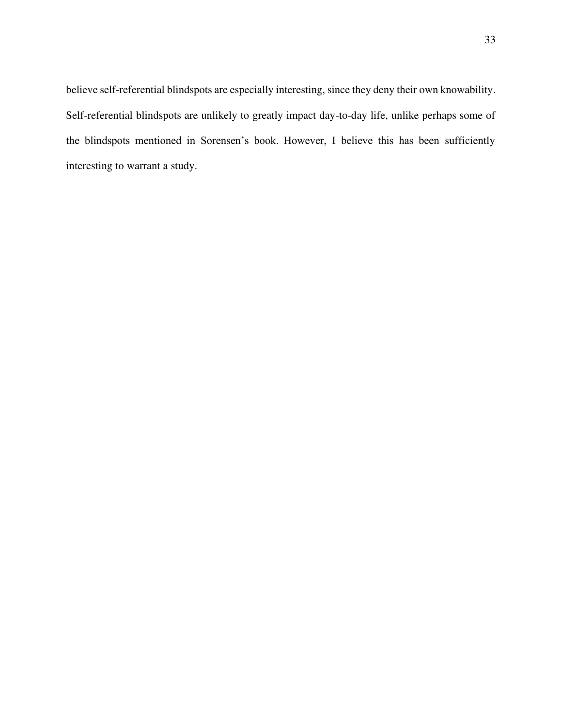believe self-referential blindspots are especially interesting, since they deny their own knowability. Self-referential blindspots are unlikely to greatly impact day-to-day life, unlike perhaps some of the blindspots mentioned in Sorensen's book. However, I believe this has been sufficiently interesting to warrant a study.